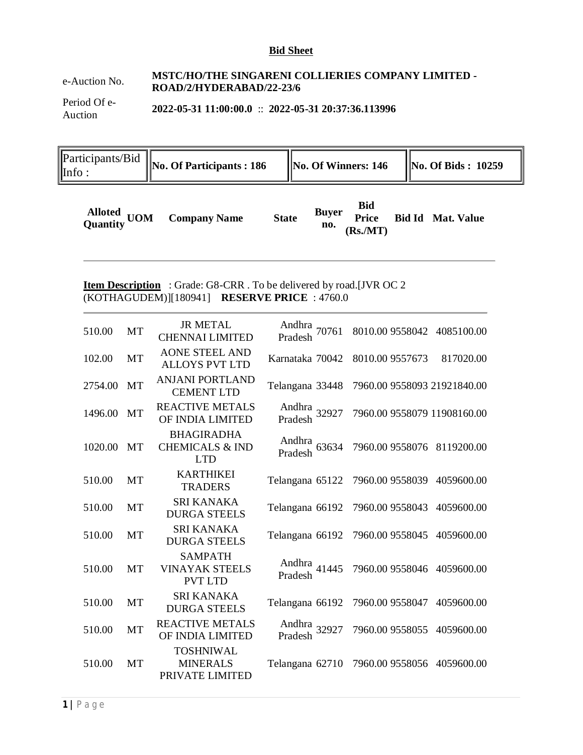## Bid Sheet

| | |
|---|---|
| e-Auction No. | **MSTC/HO/THE SINGARENI COLLIERIES COMPANY LIMITED - ROAD/2/HYDERABAD/22-23/6** |
| Period Of e-Auction | **2022-05-31 11:00:00.0** :: **2022-05-31 20:37:36.113996** |

| Participants/Bid Info : | **No. Of Participants : 186** | **No. Of Winners: 146** | **No. Of Bids : 10259** |
|---|---|---|---|

**Item Description** : Grade: G8-CRR . To be delivered by road.[JVR OC 2 (KOTHAGUDEM)][180941] **RESERVE PRICE** : 4760.0

| Alloted Quantity | UOM | Company Name | State | Buyer no. | Bid Price (Rs./MT) | Bid Id | Mat. Value |
|---|---|---|---|---|---|---|---|
| 510.00 | MT | JR METAL CHENNAI LIMITED | Andhra Pradesh | 70761 | 8010.00 | 9558042 | 4085100.00 |
| 102.00 | MT | AONE STEEL AND ALLOYS PVT LTD | Karnataka | 70042 | 8010.00 | 9557673 | 817020.00 |
| 2754.00 | MT | ANJANI PORTLAND CEMENT LTD | Telangana | 33448 | 7960.00 | 9558093 | 21921840.00 |
| 1496.00 | MT | REACTIVE METALS OF INDIA LIMITED | Andhra Pradesh | 32927 | 7960.00 | 9558079 | 11908160.00 |
| 1020.00 | MT | BHAGIRADHA CHEMICALS & IND LTD | Andhra Pradesh | 63634 | 7960.00 | 9558076 | 8119200.00 |
| 510.00 | MT | KARTHIKEI TRADERS | Telangana | 65122 | 7960.00 | 9558039 | 4059600.00 |
| 510.00 | MT | SRI KANAKA DURGA STEELS | Telangana | 66192 | 7960.00 | 9558043 | 4059600.00 |
| 510.00 | MT | SRI KANAKA DURGA STEELS | Telangana | 66192 | 7960.00 | 9558045 | 4059600.00 |
| 510.00 | MT | SAMPATH VINAYAK STEELS PVT LTD | Andhra Pradesh | 41445 | 7960.00 | 9558046 | 4059600.00 |
| 510.00 | MT | SRI KANAKA DURGA STEELS | Telangana | 66192 | 7960.00 | 9558047 | 4059600.00 |
| 510.00 | MT | REACTIVE METALS OF INDIA LIMITED | Andhra Pradesh | 32927 | 7960.00 | 9558055 | 4059600.00 |
| 510.00 | MT | TOSHNIWAL MINERALS PRIVATE LIMITED | Telangana | 62710 | 7960.00 | 9558056 | 4059600.00 |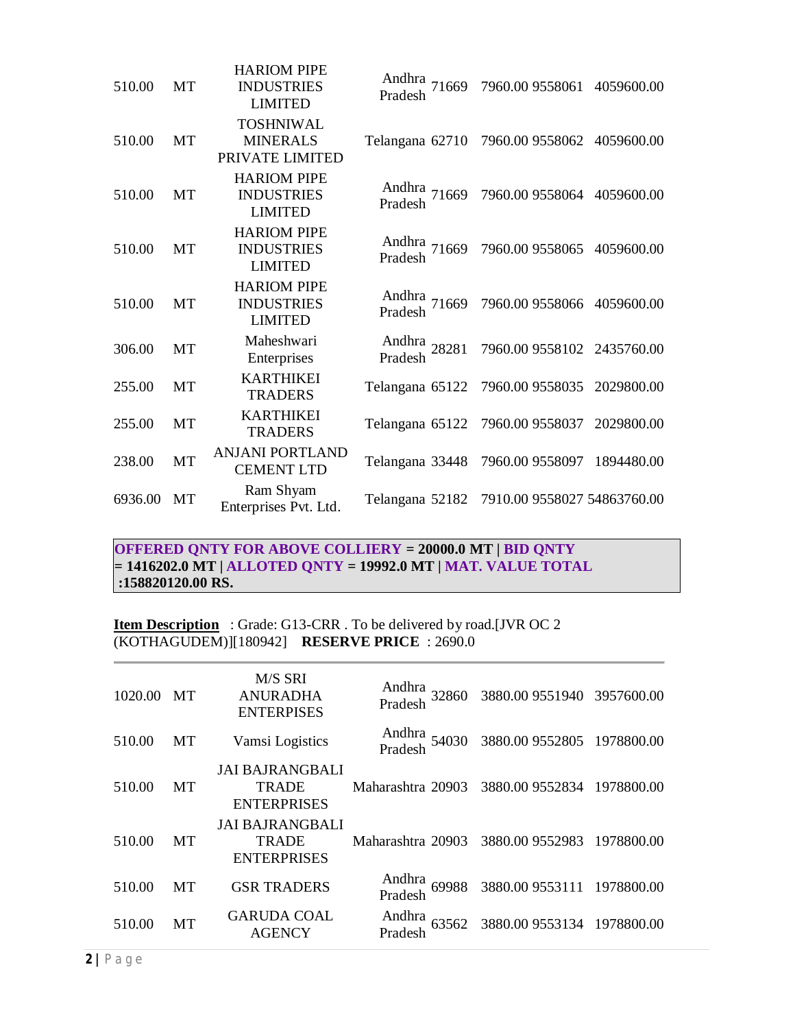| | | | | | | | |
|---|---|---|---|---|---|---|---|
| 510.00 | MT | HARIOM PIPE INDUSTRIES LIMITED | Andhra Pradesh | 71669 | 7960.00 | 9558061 | 4059600.00 |
| 510.00 | MT | TOSHNIWAL MINERALS PRIVATE LIMITED | Telangana | 62710 | 7960.00 | 9558062 | 4059600.00 |
| 510.00 | MT | HARIOM PIPE INDUSTRIES LIMITED | Andhra Pradesh | 71669 | 7960.00 | 9558064 | 4059600.00 |
| 510.00 | MT | HARIOM PIPE INDUSTRIES LIMITED | Andhra Pradesh | 71669 | 7960.00 | 9558065 | 4059600.00 |
| 510.00 | MT | HARIOM PIPE INDUSTRIES LIMITED | Andhra Pradesh | 71669 | 7960.00 | 9558066 | 4059600.00 |
| 306.00 | MT | Maheshwari Enterprises | Andhra Pradesh | 28281 | 7960.00 | 9558102 | 2435760.00 |
| 255.00 | MT | KARTHIKEI TRADERS | Telangana | 65122 | 7960.00 | 9558035 | 2029800.00 |
| 255.00 | MT | KARTHIKEI TRADERS | Telangana | 65122 | 7960.00 | 9558037 | 2029800.00 |
| 238.00 | MT | ANJANI PORTLAND CEMENT LTD | Telangana | 33448 | 7960.00 | 9558097 | 1894480.00 |
| 6936.00 | MT | Ram Shyam Enterprises Pvt. Ltd. | Telangana | 52182 | 7910.00 | 9558027 | 54863760.00 |

**OFFERED QNTY FOR ABOVE COLLIERY = 20000.0 MT | BID QNTY = 1416202.0 MT | ALLOTED QNTY = 19992.0 MT | MAT. VALUE TOTAL :158820120.00 RS.**

**Item Description** : Grade: G13-CRR . To be delivered by road.[JVR OC 2 (KOTHAGUDEM)][180942] **RESERVE PRICE** : 2690.0

| | | | | | | | |
|---|---|---|---|---|---|---|---|
| 1020.00 | MT | M/S SRI ANURADHA ENTERPISES | Andhra Pradesh | 32860 | 3880.00 | 9551940 | 3957600.00 |
| 510.00 | MT | Vamsi Logistics | Andhra Pradesh | 54030 | 3880.00 | 9552805 | 1978800.00 |
| 510.00 | MT | JAI BAJRANGBALI TRADE ENTERPRISES | Maharashtra | 20903 | 3880.00 | 9552834 | 1978800.00 |
| 510.00 | MT | JAI BAJRANGBALI TRADE ENTERPRISES | Maharashtra | 20903 | 3880.00 | 9552983 | 1978800.00 |
| 510.00 | MT | GSR TRADERS | Andhra Pradesh | 69988 | 3880.00 | 9553111 | 1978800.00 |
| 510.00 | MT | GARUDA COAL AGENCY | Andhra Pradesh | 63562 | 3880.00 | 9553134 | 1978800.00 |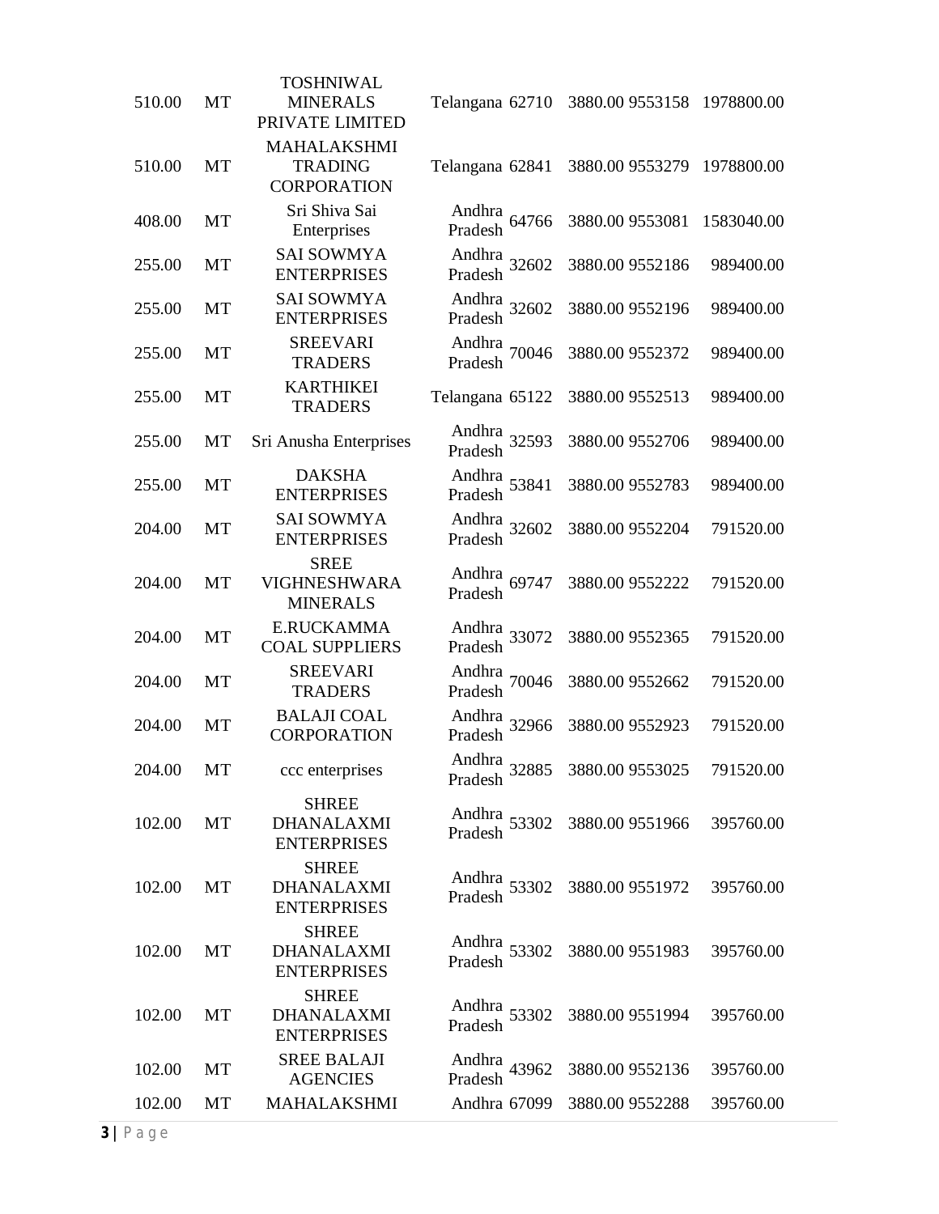| | | | | | | | |
|---|---|---|---|---|---|---|---|
| 510.00 | MT | TOSHNIWAL MINERALS PRIVATE LIMITED | Telangana | 62710 | 3880.00 | 9553158 | 1978800.00 |
| 510.00 | MT | MAHALAKSHMI TRADING CORPORATION | Telangana | 62841 | 3880.00 | 9553279 | 1978800.00 |
| 408.00 | MT | Sri Shiva Sai Enterprises | Andhra Pradesh | 64766 | 3880.00 | 9553081 | 1583040.00 |
| 255.00 | MT | SAI SOWMYA ENTERPRISES | Andhra Pradesh | 32602 | 3880.00 | 9552186 | 989400.00 |
| 255.00 | MT | SAI SOWMYA ENTERPRISES | Andhra Pradesh | 32602 | 3880.00 | 9552196 | 989400.00 |
| 255.00 | MT | SREEVARI TRADERS | Andhra Pradesh | 70046 | 3880.00 | 9552372 | 989400.00 |
| 255.00 | MT | KARTHIKEI TRADERS | Telangana | 65122 | 3880.00 | 9552513 | 989400.00 |
| 255.00 | MT | Sri Anusha Enterprises | Andhra Pradesh | 32593 | 3880.00 | 9552706 | 989400.00 |
| 255.00 | MT | DAKSHA ENTERPRISES | Andhra Pradesh | 53841 | 3880.00 | 9552783 | 989400.00 |
| 204.00 | MT | SAI SOWMYA ENTERPRISES | Andhra Pradesh | 32602 | 3880.00 | 9552204 | 791520.00 |
| 204.00 | MT | SREE VIGHNESHWARA MINERALS | Andhra Pradesh | 69747 | 3880.00 | 9552222 | 791520.00 |
| 204.00 | MT | E.RUCKAMMA COAL SUPPLIERS | Andhra Pradesh | 33072 | 3880.00 | 9552365 | 791520.00 |
| 204.00 | MT | SREEVARI TRADERS | Andhra Pradesh | 70046 | 3880.00 | 9552662 | 791520.00 |
| 204.00 | MT | BALAJI COAL CORPORATION | Andhra Pradesh | 32966 | 3880.00 | 9552923 | 791520.00 |
| 204.00 | MT | ccc enterprises | Andhra Pradesh | 32885 | 3880.00 | 9553025 | 791520.00 |
| 102.00 | MT | SHREE DHANALAXMI ENTERPRISES | Andhra Pradesh | 53302 | 3880.00 | 9551966 | 395760.00 |
| 102.00 | MT | SHREE DHANALAXMI ENTERPRISES | Andhra Pradesh | 53302 | 3880.00 | 9551972 | 395760.00 |
| 102.00 | MT | SHREE DHANALAXMI ENTERPRISES | Andhra Pradesh | 53302 | 3880.00 | 9551983 | 395760.00 |
| 102.00 | MT | SHREE DHANALAXMI ENTERPRISES | Andhra Pradesh | 53302 | 3880.00 | 9551994 | 395760.00 |
| 102.00 | MT | SREE BALAJI AGENCIES | Andhra Pradesh | 43962 | 3880.00 | 9552136 | 395760.00 |
| 102.00 | MT | MAHALAKSHMI | Andhra | 67099 | 3880.00 | 9552288 | 395760.00 |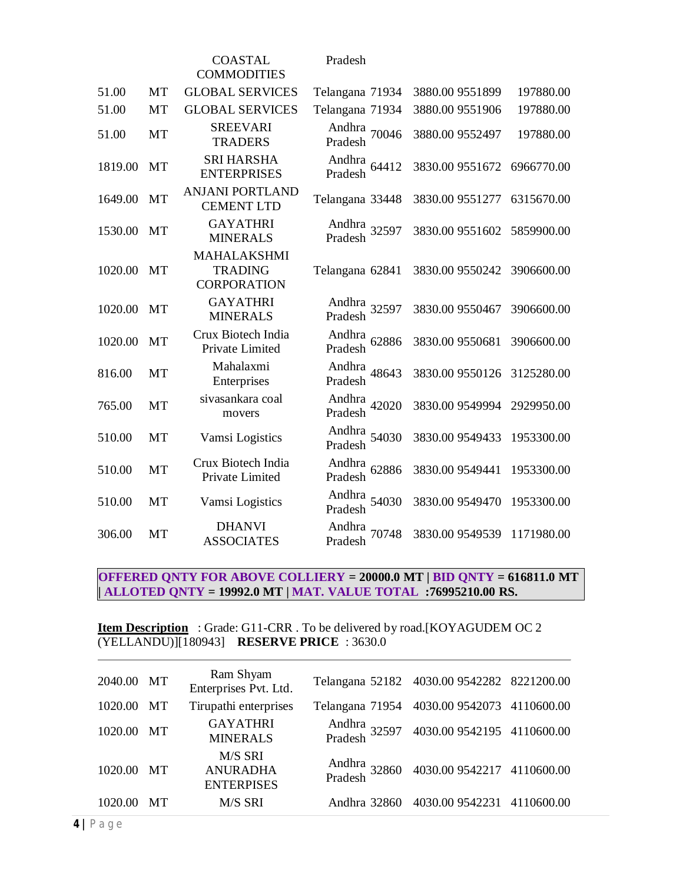| | | | | | | | |
|---|---|---|---|---|---|---|---|
| | | COASTAL COMMODITIES | Pradesh | | | | |
| 51.00 | MT | GLOBAL SERVICES | Telangana | 71934 | 3880.00 | 9551899 | 197880.00 |
| 51.00 | MT | GLOBAL SERVICES | Telangana | 71934 | 3880.00 | 9551906 | 197880.00 |
| 51.00 | MT | SREEVARI TRADERS | Andhra Pradesh | 70046 | 3880.00 | 9552497 | 197880.00 |
| 1819.00 | MT | SRI HARSHA ENTERPRISES | Andhra Pradesh | 64412 | 3830.00 | 9551672 | 6966770.00 |
| 1649.00 | MT | ANJANI PORTLAND CEMENT LTD | Telangana | 33448 | 3830.00 | 9551277 | 6315670.00 |
| 1530.00 | MT | GAYATHRI MINERALS | Andhra Pradesh | 32597 | 3830.00 | 9551602 | 5859900.00 |
| 1020.00 | MT | MAHALAKSHMI TRADING CORPORATION | Telangana | 62841 | 3830.00 | 9550242 | 3906600.00 |
| 1020.00 | MT | GAYATHRI MINERALS | Andhra Pradesh | 32597 | 3830.00 | 9550467 | 3906600.00 |
| 1020.00 | MT | Crux Biotech India Private Limited | Andhra Pradesh | 62886 | 3830.00 | 9550681 | 3906600.00 |
| 816.00 | MT | Mahalaxmi Enterprises | Andhra Pradesh | 48643 | 3830.00 | 9550126 | 3125280.00 |
| 765.00 | MT | sivasankara coal movers | Andhra Pradesh | 42020 | 3830.00 | 9549994 | 2929950.00 |
| 510.00 | MT | Vamsi Logistics | Andhra Pradesh | 54030 | 3830.00 | 9549433 | 1953300.00 |
| 510.00 | MT | Crux Biotech India Private Limited | Andhra Pradesh | 62886 | 3830.00 | 9549441 | 1953300.00 |
| 510.00 | MT | Vamsi Logistics | Andhra Pradesh | 54030 | 3830.00 | 9549470 | 1953300.00 |
| 306.00 | MT | DHANVI ASSOCIATES | Andhra Pradesh | 70748 | 3830.00 | 9549539 | 1171980.00 |

**OFFERED QNTY FOR ABOVE COLLIERY = 20000.0 MT | BID QNTY = 616811.0 MT | ALLOTED QNTY = 19992.0 MT | MAT. VALUE TOTAL :76995210.00 RS.**

**Item Description** : Grade: G11-CRR . To be delivered by road.[KOYAGUDEM OC 2 (YELLANDU)][180943] **RESERVE PRICE** : 3630.0

| | | | | | | | |
|---|---|---|---|---|---|---|---|
| 2040.00 | MT | Ram Shyam Enterprises Pvt. Ltd. | Telangana | 52182 | 4030.00 | 9542282 | 8221200.00 |
| 1020.00 | MT | Tirupathi enterprises | Telangana | 71954 | 4030.00 | 9542073 | 4110600.00 |
| 1020.00 | MT | GAYATHRI MINERALS | Andhra Pradesh | 32597 | 4030.00 | 9542195 | 4110600.00 |
| 1020.00 | MT | M/S SRI ANURADHA ENTERPISES | Andhra Pradesh | 32860 | 4030.00 | 9542217 | 4110600.00 |
| 1020.00 | MT | M/S SRI | Andhra | 32860 | 4030.00 | 9542231 | 4110600.00 |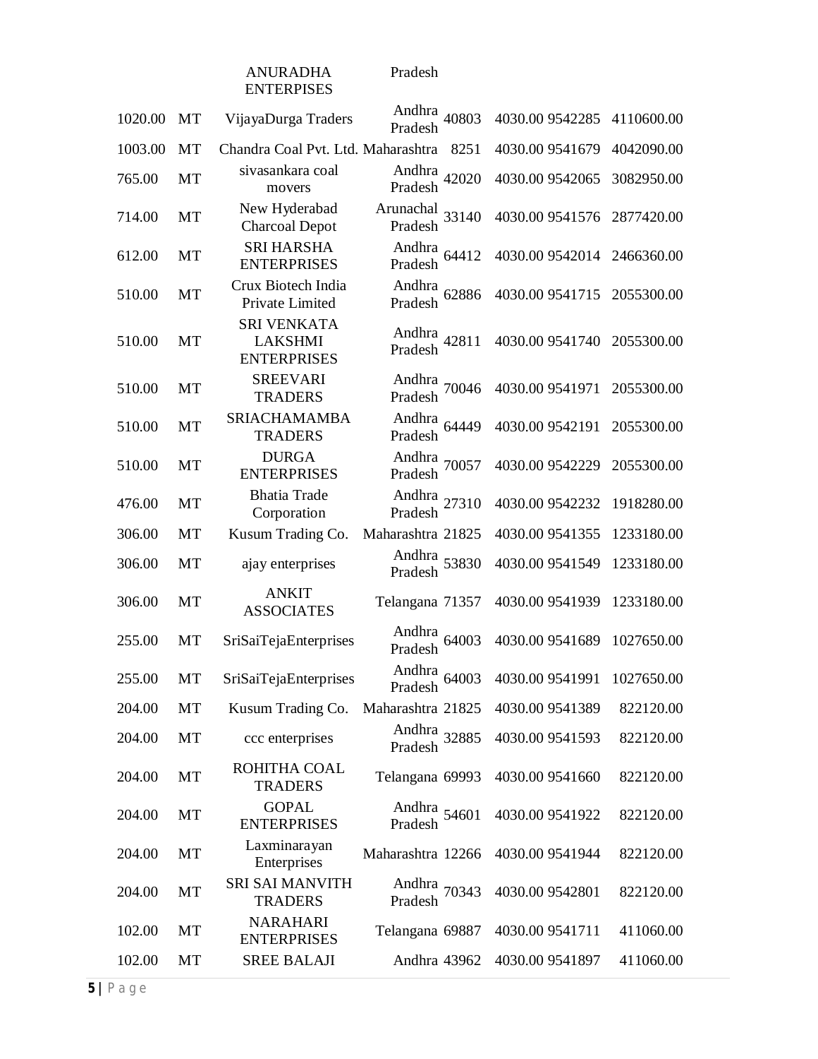| | | ANURADHA ENTERPRISES | Pradesh | | | | |
|---|---|---|---|---|---|---|---|
| 1020.00 | MT | VijayaDurga Traders | Andhra Pradesh | 40803 | 4030.00 | 9542285 | 4110600.00 |
| 1003.00 | MT | Chandra Coal Pvt. Ltd. | Maharashtra | 8251 | 4030.00 | 9541679 | 4042090.00 |
| 765.00 | MT | sivasankara coal movers | Andhra Pradesh | 42020 | 4030.00 | 9542065 | 3082950.00 |
| 714.00 | MT | New Hyderabad Charcoal Depot | Arunachal Pradesh | 33140 | 4030.00 | 9541576 | 2877420.00 |
| 612.00 | MT | SRI HARSHA ENTERPRISES | Andhra Pradesh | 64412 | 4030.00 | 9542014 | 2466360.00 |
| 510.00 | MT | Crux Biotech India Private Limited | Andhra Pradesh | 62886 | 4030.00 | 9541715 | 2055300.00 |
| 510.00 | MT | SRI VENKATA LAKSHMI ENTERPRISES | Andhra Pradesh | 42811 | 4030.00 | 9541740 | 2055300.00 |
| 510.00 | MT | SREEVARI TRADERS | Andhra Pradesh | 70046 | 4030.00 | 9541971 | 2055300.00 |
| 510.00 | MT | SRIACHAMAMBA TRADERS | Andhra Pradesh | 64449 | 4030.00 | 9542191 | 2055300.00 |
| 510.00 | MT | DURGA ENTERPRISES | Andhra Pradesh | 70057 | 4030.00 | 9542229 | 2055300.00 |
| 476.00 | MT | Bhatia Trade Corporation | Andhra Pradesh | 27310 | 4030.00 | 9542232 | 1918280.00 |
| 306.00 | MT | Kusum Trading Co. | Maharashtra | 21825 | 4030.00 | 9541355 | 1233180.00 |
| 306.00 | MT | ajay enterprises | Andhra Pradesh | 53830 | 4030.00 | 9541549 | 1233180.00 |
| 306.00 | MT | ANKIT ASSOCIATES | Telangana | 71357 | 4030.00 | 9541939 | 1233180.00 |
| 255.00 | MT | SriSaiTejaEnterprises | Andhra Pradesh | 64003 | 4030.00 | 9541689 | 1027650.00 |
| 255.00 | MT | SriSaiTejaEnterprises | Andhra Pradesh | 64003 | 4030.00 | 9541991 | 1027650.00 |
| 204.00 | MT | Kusum Trading Co. | Maharashtra | 21825 | 4030.00 | 9541389 | 822120.00 |
| 204.00 | MT | ccc enterprises | Andhra Pradesh | 32885 | 4030.00 | 9541593 | 822120.00 |
| 204.00 | MT | ROHITHA COAL TRADERS | Telangana | 69993 | 4030.00 | 9541660 | 822120.00 |
| 204.00 | MT | GOPAL ENTERPRISES | Andhra Pradesh | 54601 | 4030.00 | 9541922 | 822120.00 |
| 204.00 | MT | Laxminarayan Enterprises | Maharashtra | 12266 | 4030.00 | 9541944 | 822120.00 |
| 204.00 | MT | SRI SAI MANVITH TRADERS | Andhra Pradesh | 70343 | 4030.00 | 9542801 | 822120.00 |
| 102.00 | MT | NARAHARI ENTERPRISES | Telangana | 69887 | 4030.00 | 9541711 | 411060.00 |
| 102.00 | MT | SREE BALAJI | Andhra | 43962 | 4030.00 | 9541897 | 411060.00 |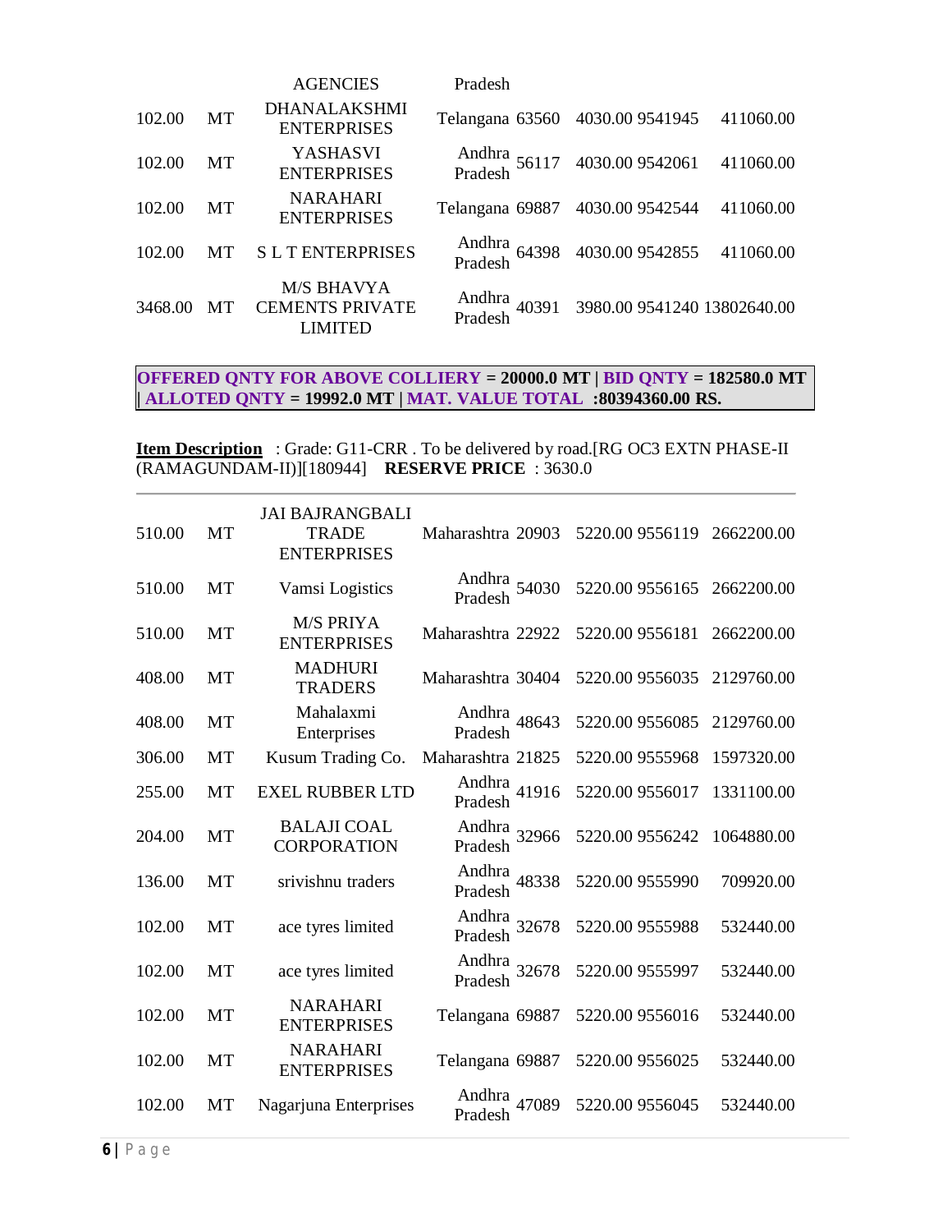| | | | | | | | |
|---|---|---|---|---|---|---|---|
| | | AGENCIES | Pradesh | | | | |
| 102.00 | MT | DHANALAKSHMI ENTERPRISES | Telangana | 63560 | 4030.00 | 9541945 | 411060.00 |
| 102.00 | MT | YASHASVI ENTERPRISES | Andhra Pradesh | 56117 | 4030.00 | 9542061 | 411060.00 |
| 102.00 | MT | NARAHARI ENTERPRISES | Telangana | 69887 | 4030.00 | 9542544 | 411060.00 |
| 102.00 | MT | S L T ENTERPRISES | Andhra Pradesh | 64398 | 4030.00 | 9542855 | 411060.00 |
| 3468.00 | MT | M/S BHAVYA CEMENTS PRIVATE LIMITED | Andhra Pradesh | 40391 | 3980.00 | 9541240 | 13802640.00 |

**OFFERED QNTY FOR ABOVE COLLIERY = 20000.0 MT | BID QNTY = 182580.0 MT | ALLOTED QNTY = 19992.0 MT | MAT. VALUE TOTAL :80394360.00 RS.**

**Item Description** : Grade: G11-CRR . To be delivered by road.[RG OC3 EXTN PHASE-II (RAMAGUNDAM-II)][180944] **RESERVE PRICE** : 3630.0

| | | | | | | | |
|---|---|---|---|---|---|---|---|
| 510.00 | MT | JAI BAJRANGBALI TRADE ENTERPRISES | Maharashtra | 20903 | 5220.00 | 9556119 | 2662200.00 |
| 510.00 | MT | Vamsi Logistics | Andhra Pradesh | 54030 | 5220.00 | 9556165 | 2662200.00 |
| 510.00 | MT | M/S PRIYA ENTERPRISES | Maharashtra | 22922 | 5220.00 | 9556181 | 2662200.00 |
| 408.00 | MT | MADHURI TRADERS | Maharashtra | 30404 | 5220.00 | 9556035 | 2129760.00 |
| 408.00 | MT | Mahalaxmi Enterprises | Andhra Pradesh | 48643 | 5220.00 | 9556085 | 2129760.00 |
| 306.00 | MT | Kusum Trading Co. | Maharashtra | 21825 | 5220.00 | 9555968 | 1597320.00 |
| 255.00 | MT | EXEL RUBBER LTD | Andhra Pradesh | 41916 | 5220.00 | 9556017 | 1331100.00 |
| 204.00 | MT | BALAJI COAL CORPORATION | Andhra Pradesh | 32966 | 5220.00 | 9556242 | 1064880.00 |
| 136.00 | MT | srivishnu traders | Andhra Pradesh | 48338 | 5220.00 | 9555990 | 709920.00 |
| 102.00 | MT | ace tyres limited | Andhra Pradesh | 32678 | 5220.00 | 9555988 | 532440.00 |
| 102.00 | MT | ace tyres limited | Andhra Pradesh | 32678 | 5220.00 | 9555997 | 532440.00 |
| 102.00 | MT | NARAHARI ENTERPRISES | Telangana | 69887 | 5220.00 | 9556016 | 532440.00 |
| 102.00 | MT | NARAHARI ENTERPRISES | Telangana | 69887 | 5220.00 | 9556025 | 532440.00 |
| 102.00 | MT | Nagarjuna Enterprises | Andhra Pradesh | 47089 | 5220.00 | 9556045 | 532440.00 |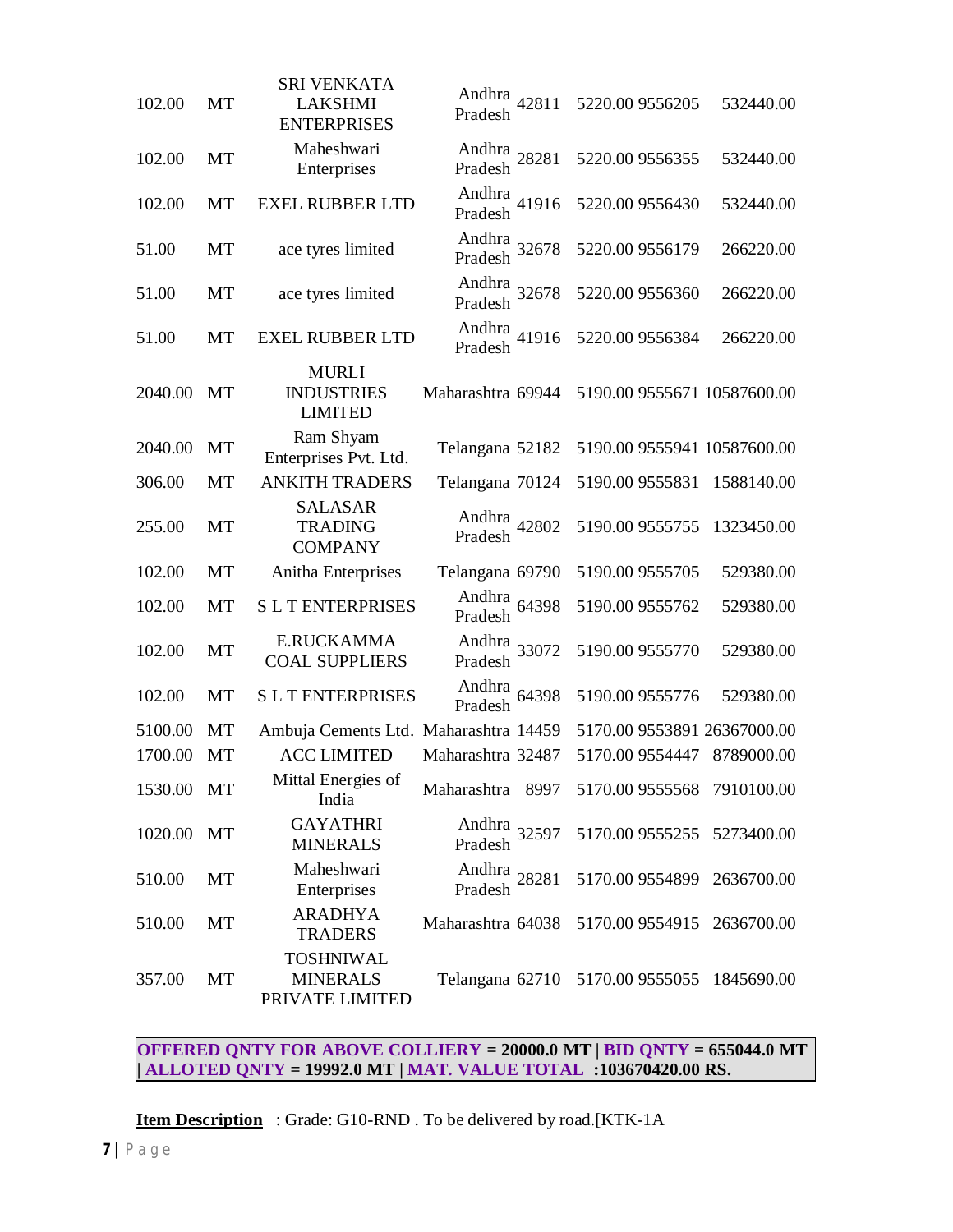| | | | | | | | |
|---|---|---|---|---|---|---|---|
| 102.00 | MT | SRI VENKATA LAKSHMI ENTERPRISES | Andhra Pradesh | 42811 | 5220.00 | 9556205 | 532440.00 |
| 102.00 | MT | Maheshwari Enterprises | Andhra Pradesh | 28281 | 5220.00 | 9556355 | 532440.00 |
| 102.00 | MT | EXEL RUBBER LTD | Andhra Pradesh | 41916 | 5220.00 | 9556430 | 532440.00 |
| 51.00 | MT | ace tyres limited | Andhra Pradesh | 32678 | 5220.00 | 9556179 | 266220.00 |
| 51.00 | MT | ace tyres limited | Andhra Pradesh | 32678 | 5220.00 | 9556360 | 266220.00 |
| 51.00 | MT | EXEL RUBBER LTD | Andhra Pradesh | 41916 | 5220.00 | 9556384 | 266220.00 |
| 2040.00 | MT | MURLI INDUSTRIES LIMITED | Maharashtra | 69944 | 5190.00 | 9555671 | 10587600.00 |
| 2040.00 | MT | Ram Shyam Enterprises Pvt. Ltd. | Telangana | 52182 | 5190.00 | 9555941 | 10587600.00 |
| 306.00 | MT | ANKITH TRADERS | Telangana | 70124 | 5190.00 | 9555831 | 1588140.00 |
| 255.00 | MT | SALASAR TRADING COMPANY | Andhra Pradesh | 42802 | 5190.00 | 9555755 | 1323450.00 |
| 102.00 | MT | Anitha Enterprises | Telangana | 69790 | 5190.00 | 9555705 | 529380.00 |
| 102.00 | MT | S L T ENTERPRISES | Andhra Pradesh | 64398 | 5190.00 | 9555762 | 529380.00 |
| 102.00 | MT | E.RUCKAMMA COAL SUPPLIERS | Andhra Pradesh | 33072 | 5190.00 | 9555770 | 529380.00 |
| 102.00 | MT | S L T ENTERPRISES | Andhra Pradesh | 64398 | 5190.00 | 9555776 | 529380.00 |
| 5100.00 | MT | Ambuja Cements Ltd. | Maharashtra | 14459 | 5170.00 | 9553891 | 26367000.00 |
| 1700.00 | MT | ACC LIMITED | Maharashtra | 32487 | 5170.00 | 9554447 | 8789000.00 |
| 1530.00 | MT | Mittal Energies of India | Maharashtra | 8997 | 5170.00 | 9555568 | 7910100.00 |
| 1020.00 | MT | GAYATHRI MINERALS | Andhra Pradesh | 32597 | 5170.00 | 9555255 | 5273400.00 |
| 510.00 | MT | Maheshwari Enterprises | Andhra Pradesh | 28281 | 5170.00 | 9554899 | 2636700.00 |
| 510.00 | MT | ARADHYA TRADERS | Maharashtra | 64038 | 5170.00 | 9554915 | 2636700.00 |
| 357.00 | MT | TOSHNIWAL MINERALS PRIVATE LIMITED | Telangana | 62710 | 5170.00 | 9555055 | 1845690.00 |

**OFFERED QNTY FOR ABOVE COLLIERY = 20000.0 MT | BID QNTY = 655044.0 MT | ALLOTED QNTY = 19992.0 MT | MAT. VALUE TOTAL :103670420.00 RS.**

**Item Description** : Grade: G10-RND . To be delivered by road.[KTK-1A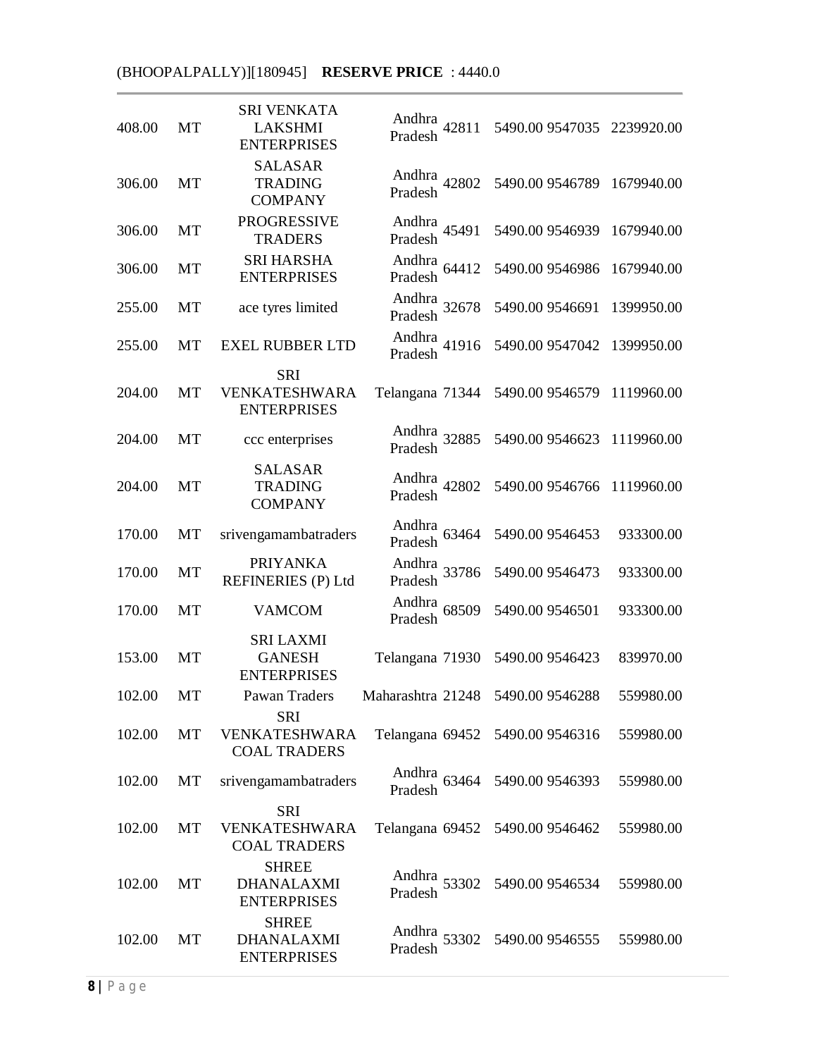(BHOOPALPALLY)][180945] **RESERVE PRICE** : 4440.0

| | | | | | | | |
|---|---|---|---|---|---|---|---|
| 408.00 | MT | SRI VENKATA LAKSHMI ENTERPRISES | Andhra Pradesh | 42811 | 5490.00 | 9547035 | 2239920.00 |
| 306.00 | MT | SALASAR TRADING COMPANY | Andhra Pradesh | 42802 | 5490.00 | 9546789 | 1679940.00 |
| 306.00 | MT | PROGRESSIVE TRADERS | Andhra Pradesh | 45491 | 5490.00 | 9546939 | 1679940.00 |
| 306.00 | MT | SRI HARSHA ENTERPRISES | Andhra Pradesh | 64412 | 5490.00 | 9546986 | 1679940.00 |
| 255.00 | MT | ace tyres limited | Andhra Pradesh | 32678 | 5490.00 | 9546691 | 1399950.00 |
| 255.00 | MT | EXEL RUBBER LTD | Andhra Pradesh | 41916 | 5490.00 | 9547042 | 1399950.00 |
| 204.00 | MT | SRI VENKATESHWARA ENTERPRISES | Telangana | 71344 | 5490.00 | 9546579 | 1119960.00 |
| 204.00 | MT | ccc enterprises | Andhra Pradesh | 32885 | 5490.00 | 9546623 | 1119960.00 |
| 204.00 | MT | SALASAR TRADING COMPANY | Andhra Pradesh | 42802 | 5490.00 | 9546766 | 1119960.00 |
| 170.00 | MT | srivengamambatraders | Andhra Pradesh | 63464 | 5490.00 | 9546453 | 933300.00 |
| 170.00 | MT | PRIYANKA REFINERIES (P) Ltd | Andhra Pradesh | 33786 | 5490.00 | 9546473 | 933300.00 |
| 170.00 | MT | VAMCOM | Andhra Pradesh | 68509 | 5490.00 | 9546501 | 933300.00 |
| 153.00 | MT | SRI LAXMI GANESH ENTERPRISES | Telangana | 71930 | 5490.00 | 9546423 | 839970.00 |
| 102.00 | MT | Pawan Traders | Maharashtra | 21248 | 5490.00 | 9546288 | 559980.00 |
| 102.00 | MT | SRI VENKATESHWARA COAL TRADERS | Telangana | 69452 | 5490.00 | 9546316 | 559980.00 |
| 102.00 | MT | srivengamambatraders | Andhra Pradesh | 63464 | 5490.00 | 9546393 | 559980.00 |
| 102.00 | MT | SRI VENKATESHWARA COAL TRADERS | Telangana | 69452 | 5490.00 | 9546462 | 559980.00 |
| 102.00 | MT | SHREE DHANALAXMI ENTERPRISES | Andhra Pradesh | 53302 | 5490.00 | 9546534 | 559980.00 |
| 102.00 | MT | SHREE DHANALAXMI ENTERPRISES | Andhra Pradesh | 53302 | 5490.00 | 9546555 | 559980.00 |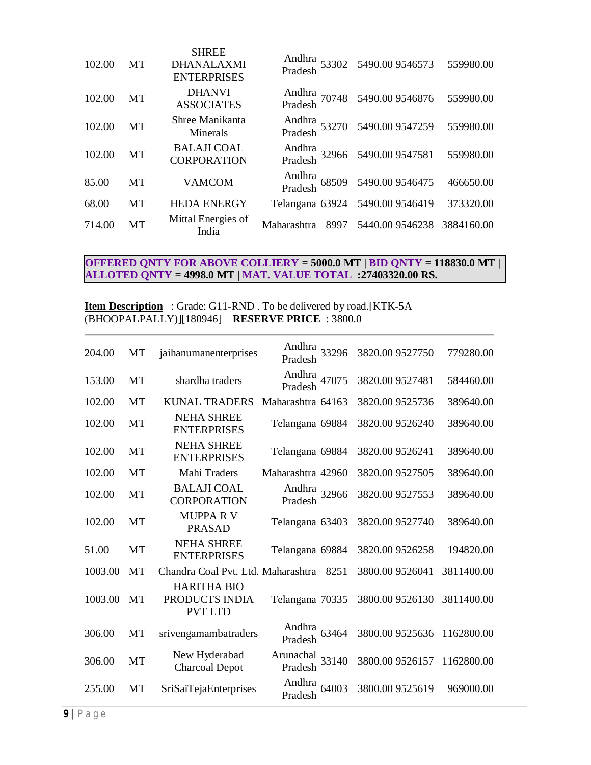| | | | | | | | |
|---|---|---|---|---|---|---|---|
| 102.00 | MT | SHREE DHANALAXMI ENTERPRISES | Andhra Pradesh | 53302 | 5490.00 | 9546573 | 559980.00 |
| 102.00 | MT | DHANVI ASSOCIATES | Andhra Pradesh | 70748 | 5490.00 | 9546876 | 559980.00 |
| 102.00 | MT | Shree Manikanta Minerals | Andhra Pradesh | 53270 | 5490.00 | 9547259 | 559980.00 |
| 102.00 | MT | BALAJI COAL CORPORATION | Andhra Pradesh | 32966 | 5490.00 | 9547581 | 559980.00 |
| 85.00 | MT | VAMCOM | Andhra Pradesh | 68509 | 5490.00 | 9546475 | 466650.00 |
| 68.00 | MT | HEDA ENERGY | Telangana | 63924 | 5490.00 | 9546419 | 373320.00 |
| 714.00 | MT | Mittal Energies of India | Maharashtra | 8997 | 5440.00 | 9546238 | 3884160.00 |

**OFFERED QNTY FOR ABOVE COLLIERY = 5000.0 MT | BID QNTY = 118830.0 MT | ALLOTED QNTY = 4998.0 MT | MAT. VALUE TOTAL :27403320.00 RS.**

**Item Description** : Grade: G11-RND . To be delivered by road.[KTK-5A (BHOOPALPALLY)][180946] **RESERVE PRICE** : 3800.0

| | | | | | | | |
|---|---|---|---|---|---|---|---|
| 204.00 | MT | jaihanumanenterprises | Andhra Pradesh | 33296 | 3820.00 | 9527750 | 779280.00 |
| 153.00 | MT | shardha traders | Andhra Pradesh | 47075 | 3820.00 | 9527481 | 584460.00 |
| 102.00 | MT | KUNAL TRADERS | Maharashtra | 64163 | 3820.00 | 9525736 | 389640.00 |
| 102.00 | MT | NEHA SHREE ENTERPRISES | Telangana | 69884 | 3820.00 | 9526240 | 389640.00 |
| 102.00 | MT | NEHA SHREE ENTERPRISES | Telangana | 69884 | 3820.00 | 9526241 | 389640.00 |
| 102.00 | MT | Mahi Traders | Maharashtra | 42960 | 3820.00 | 9527505 | 389640.00 |
| 102.00 | MT | BALAJI COAL CORPORATION | Andhra Pradesh | 32966 | 3820.00 | 9527553 | 389640.00 |
| 102.00 | MT | MUPPA R V PRASAD | Telangana | 63403 | 3820.00 | 9527740 | 389640.00 |
| 51.00 | MT | NEHA SHREE ENTERPRISES | Telangana | 69884 | 3820.00 | 9526258 | 194820.00 |
| 1003.00 | MT | Chandra Coal Pvt. Ltd. | Maharashtra | 8251 | 3800.00 | 9526041 | 3811400.00 |
| 1003.00 | MT | HARITHA BIO PRODUCTS INDIA PVT LTD | Telangana | 70335 | 3800.00 | 9526130 | 3811400.00 |
| 306.00 | MT | srivengamambatraders | Andhra Pradesh | 63464 | 3800.00 | 9525636 | 1162800.00 |
| 306.00 | MT | New Hyderabad Charcoal Depot | Arunachal Pradesh | 33140 | 3800.00 | 9526157 | 1162800.00 |
| 255.00 | MT | SriSaiTejaEnterprises | Andhra Pradesh | 64003 | 3800.00 | 9525619 | 969000.00 |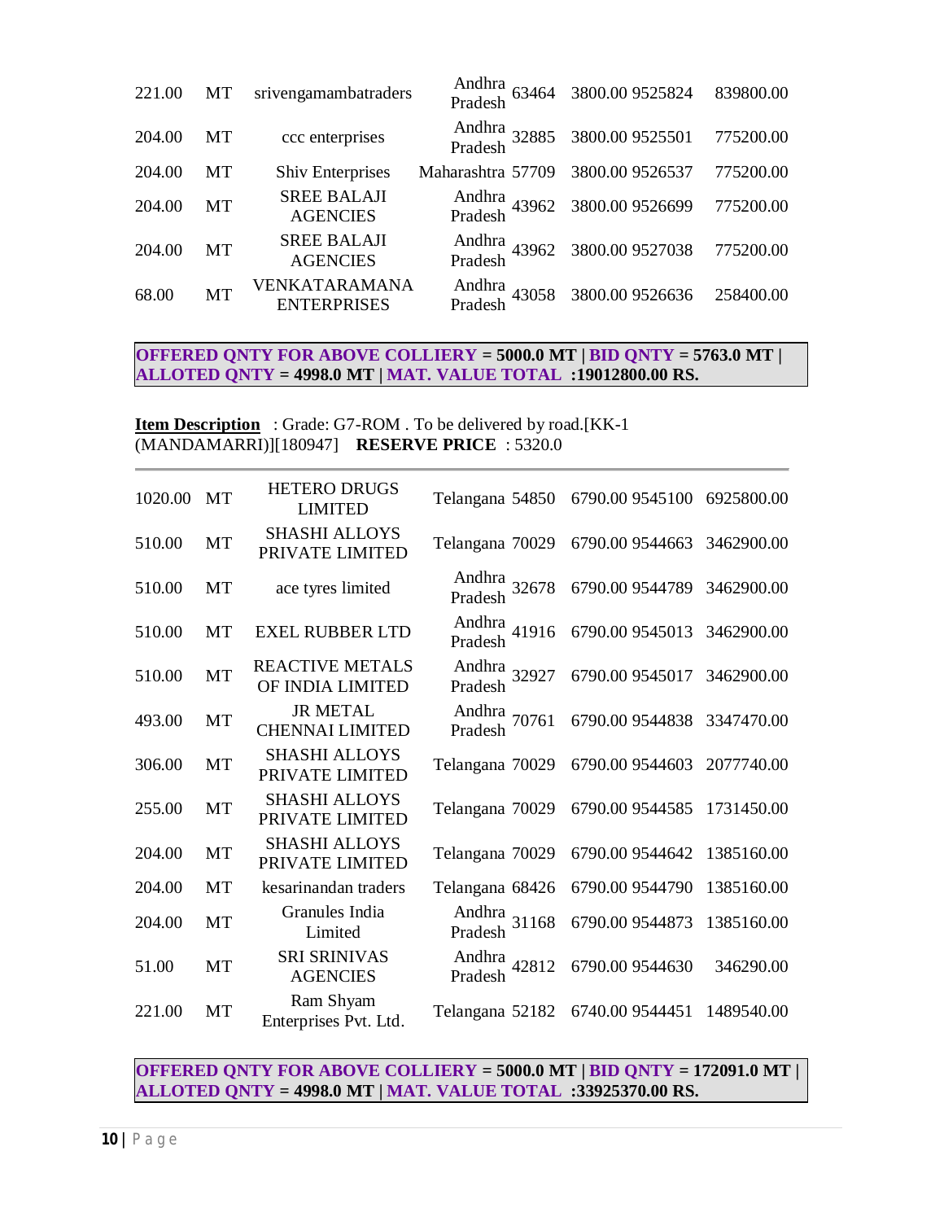| | | | | | | | |
|---|---|---|---|---|---|---|---|
| 221.00 | MT | srivengamambatraders | Andhra Pradesh | 63464 | 3800.00 | 9525824 | 839800.00 |
| 204.00 | MT | ccc enterprises | Andhra Pradesh | 32885 | 3800.00 | 9525501 | 775200.00 |
| 204.00 | MT | Shiv Enterprises | Maharashtra | 57709 | 3800.00 | 9526537 | 775200.00 |
| 204.00 | MT | SREE BALAJI AGENCIES | Andhra Pradesh | 43962 | 3800.00 | 9526699 | 775200.00 |
| 204.00 | MT | SREE BALAJI AGENCIES | Andhra Pradesh | 43962 | 3800.00 | 9527038 | 775200.00 |
| 68.00 | MT | VENKATARAMANA ENTERPRISES | Andhra Pradesh | 43058 | 3800.00 | 9526636 | 258400.00 |

**OFFERED QNTY FOR ABOVE COLLIERY = 5000.0 MT | BID QNTY = 5763.0 MT | ALLOTED QNTY = 4998.0 MT | MAT. VALUE TOTAL :19012800.00 RS.**

**Item Description** : Grade: G7-ROM . To be delivered by road.[KK-1 (MANDAMARRI)][180947] **RESERVE PRICE** : 5320.0

| | | | | | | | |
|---|---|---|---|---|---|---|---|
| 1020.00 | MT | HETERO DRUGS LIMITED | Telangana | 54850 | 6790.00 | 9545100 | 6925800.00 |
| 510.00 | MT | SHASHI ALLOYS PRIVATE LIMITED | Telangana | 70029 | 6790.00 | 9544663 | 3462900.00 |
| 510.00 | MT | ace tyres limited | Andhra Pradesh | 32678 | 6790.00 | 9544789 | 3462900.00 |
| 510.00 | MT | EXEL RUBBER LTD | Andhra Pradesh | 41916 | 6790.00 | 9545013 | 3462900.00 |
| 510.00 | MT | REACTIVE METALS OF INDIA LIMITED | Andhra Pradesh | 32927 | 6790.00 | 9545017 | 3462900.00 |
| 493.00 | MT | JR METAL CHENNAI LIMITED | Andhra Pradesh | 70761 | 6790.00 | 9544838 | 3347470.00 |
| 306.00 | MT | SHASHI ALLOYS PRIVATE LIMITED | Telangana | 70029 | 6790.00 | 9544603 | 2077740.00 |
| 255.00 | MT | SHASHI ALLOYS PRIVATE LIMITED | Telangana | 70029 | 6790.00 | 9544585 | 1731450.00 |
| 204.00 | MT | SHASHI ALLOYS PRIVATE LIMITED | Telangana | 70029 | 6790.00 | 9544642 | 1385160.00 |
| 204.00 | MT | kesarinandan traders | Telangana | 68426 | 6790.00 | 9544790 | 1385160.00 |
| 204.00 | MT | Granules India Limited | Andhra Pradesh | 31168 | 6790.00 | 9544873 | 1385160.00 |
| 51.00 | MT | SRI SRINIVAS AGENCIES | Andhra Pradesh | 42812 | 6790.00 | 9544630 | 346290.00 |
| 221.00 | MT | Ram Shyam Enterprises Pvt. Ltd. | Telangana | 52182 | 6740.00 | 9544451 | 1489540.00 |

**OFFERED QNTY FOR ABOVE COLLIERY = 5000.0 MT | BID QNTY = 172091.0 MT | ALLOTED QNTY = 4998.0 MT | MAT. VALUE TOTAL :33925370.00 RS.**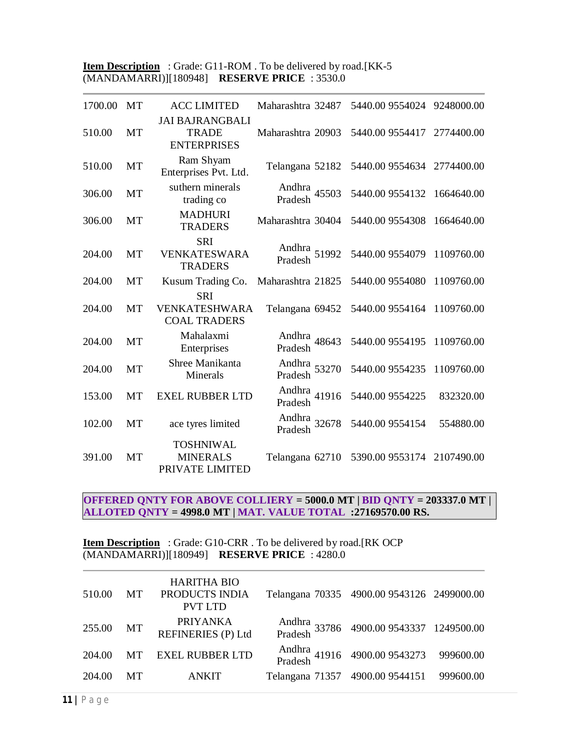**Item Description** : Grade: G11-ROM . To be delivered by road.[KK-5 (MANDAMARRI)][180948] **RESERVE PRICE** : 3530.0

| | | | | | | | |
|---|---|---|---|---|---|---|---|
| 1700.00 | MT | ACC LIMITED | Maharashtra | 32487 | 5440.00 | 9554024 | 9248000.00 |
| 510.00 | MT | JAI BAJRANGBALI TRADE ENTERPRISES | Maharashtra | 20903 | 5440.00 | 9554417 | 2774400.00 |
| 510.00 | MT | Ram Shyam Enterprises Pvt. Ltd. | Telangana | 52182 | 5440.00 | 9554634 | 2774400.00 |
| 306.00 | MT | suthern minerals trading co | Andhra Pradesh | 45503 | 5440.00 | 9554132 | 1664640.00 |
| 306.00 | MT | MADHURI TRADERS | Maharashtra | 30404 | 5440.00 | 9554308 | 1664640.00 |
| 204.00 | MT | SRI VENKATESWARA TRADERS | Andhra Pradesh | 51992 | 5440.00 | 9554079 | 1109760.00 |
| 204.00 | MT | Kusum Trading Co. | Maharashtra | 21825 | 5440.00 | 9554080 | 1109760.00 |
| 204.00 | MT | SRI VENKATESHWARA COAL TRADERS | Telangana | 69452 | 5440.00 | 9554164 | 1109760.00 |
| 204.00 | MT | Mahalaxmi Enterprises | Andhra Pradesh | 48643 | 5440.00 | 9554195 | 1109760.00 |
| 204.00 | MT | Shree Manikanta Minerals | Andhra Pradesh | 53270 | 5440.00 | 9554235 | 1109760.00 |
| 153.00 | MT | EXEL RUBBER LTD | Andhra Pradesh | 41916 | 5440.00 | 9554225 | 832320.00 |
| 102.00 | MT | ace tyres limited | Andhra Pradesh | 32678 | 5440.00 | 9554154 | 554880.00 |
| 391.00 | MT | TOSHNIWAL MINERALS PRIVATE LIMITED | Telangana | 62710 | 5390.00 | 9553174 | 2107490.00 |

**OFFERED QNTY FOR ABOVE COLLIERY = 5000.0 MT | BID QNTY = 203337.0 MT | ALLOTED QNTY = 4998.0 MT | MAT. VALUE TOTAL :27169570.00 RS.**

**Item Description** : Grade: G10-CRR . To be delivered by road.[RK OCP (MANDAMARRI)][180949] **RESERVE PRICE** : 4280.0

| | | | | | | | |
|---|---|---|---|---|---|---|---|
| 510.00 | MT | HARITHA BIO PRODUCTS INDIA PVT LTD | Telangana | 70335 | 4900.00 | 9543126 | 2499000.00 |
| 255.00 | MT | PRIYANKA REFINERIES (P) Ltd | Andhra Pradesh | 33786 | 4900.00 | 9543337 | 1249500.00 |
| 204.00 | MT | EXEL RUBBER LTD | Andhra Pradesh | 41916 | 4900.00 | 9543273 | 999600.00 |
| 204.00 | MT | ANKIT | Telangana | 71357 | 4900.00 | 9544151 | 999600.00 |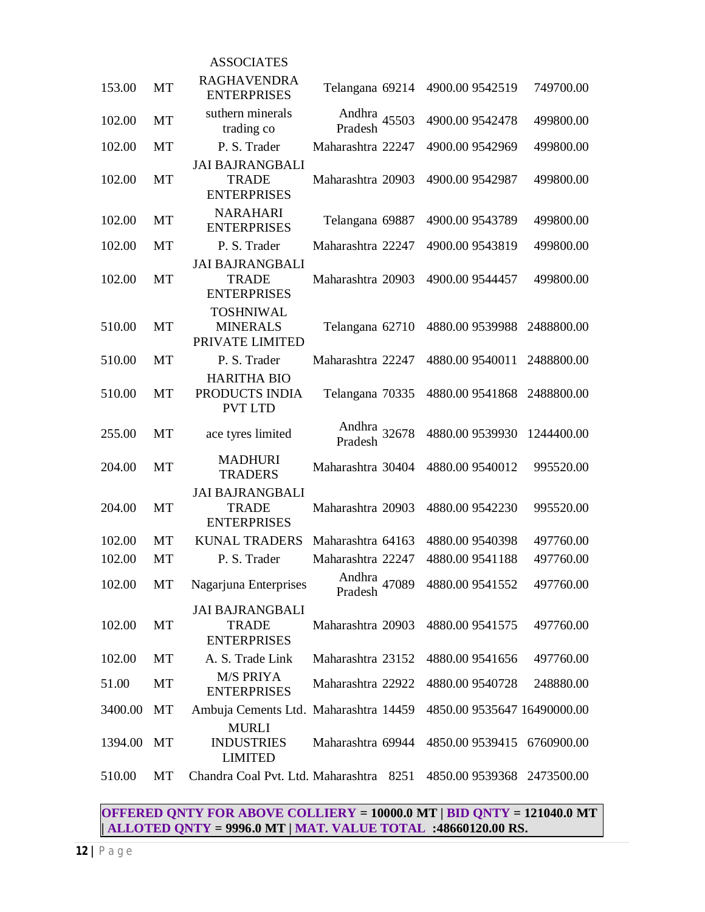| | | | | | | | |
|---|---|---|---|---|---|---|---|
| | | ASSOCIATES | | | | | |
| 153.00 | MT | RAGHAVENDRA ENTERPRISES | Telangana | 69214 | 4900.00 | 9542519 | 749700.00 |
| 102.00 | MT | suthern minerals trading co | Andhra Pradesh | 45503 | 4900.00 | 9542478 | 499800.00 |
| 102.00 | MT | P. S. Trader | Maharashtra | 22247 | 4900.00 | 9542969 | 499800.00 |
| 102.00 | MT | JAI BAJRANGBALI TRADE ENTERPRISES | Maharashtra | 20903 | 4900.00 | 9542987 | 499800.00 |
| 102.00 | MT | NARAHARI ENTERPRISES | Telangana | 69887 | 4900.00 | 9543789 | 499800.00 |
| 102.00 | MT | P. S. Trader | Maharashtra | 22247 | 4900.00 | 9543819 | 499800.00 |
| 102.00 | MT | JAI BAJRANGBALI TRADE ENTERPRISES | Maharashtra | 20903 | 4900.00 | 9544457 | 499800.00 |
| 510.00 | MT | TOSHNIWAL MINERALS PRIVATE LIMITED | Telangana | 62710 | 4880.00 | 9539988 | 2488800.00 |
| 510.00 | MT | P. S. Trader | Maharashtra | 22247 | 4880.00 | 9540011 | 2488800.00 |
| 510.00 | MT | HARITHA BIO PRODUCTS INDIA PVT LTD | Telangana | 70335 | 4880.00 | 9541868 | 2488800.00 |
| 255.00 | MT | ace tyres limited | Andhra Pradesh | 32678 | 4880.00 | 9539930 | 1244400.00 |
| 204.00 | MT | MADHURI TRADERS | Maharashtra | 30404 | 4880.00 | 9540012 | 995520.00 |
| 204.00 | MT | JAI BAJRANGBALI TRADE ENTERPRISES | Maharashtra | 20903 | 4880.00 | 9542230 | 995520.00 |
| 102.00 | MT | KUNAL TRADERS | Maharashtra | 64163 | 4880.00 | 9540398 | 497760.00 |
| 102.00 | MT | P. S. Trader | Maharashtra | 22247 | 4880.00 | 9541188 | 497760.00 |
| 102.00 | MT | Nagarjuna Enterprises | Andhra Pradesh | 47089 | 4880.00 | 9541552 | 497760.00 |
| 102.00 | MT | JAI BAJRANGBALI TRADE ENTERPRISES | Maharashtra | 20903 | 4880.00 | 9541575 | 497760.00 |
| 102.00 | MT | A. S. Trade Link | Maharashtra | 23152 | 4880.00 | 9541656 | 497760.00 |
| 51.00 | MT | M/S PRIYA ENTERPRISES | Maharashtra | 22922 | 4880.00 | 9540728 | 248880.00 |
| 3400.00 | MT | Ambuja Cements Ltd. | Maharashtra | 14459 | 4850.00 | 9535647 | 16490000.00 |
| 1394.00 | MT | MURLI INDUSTRIES LIMITED | Maharashtra | 69944 | 4850.00 | 9539415 | 6760900.00 |
| 510.00 | MT | Chandra Coal Pvt. Ltd. | Maharashtra | 8251 | 4850.00 | 9539368 | 2473500.00 |

**OFFERED QNTY FOR ABOVE COLLIERY = 10000.0 MT | BID QNTY = 121040.0 MT | ALLOTED QNTY = 9996.0 MT | MAT. VALUE TOTAL :48660120.00 RS.**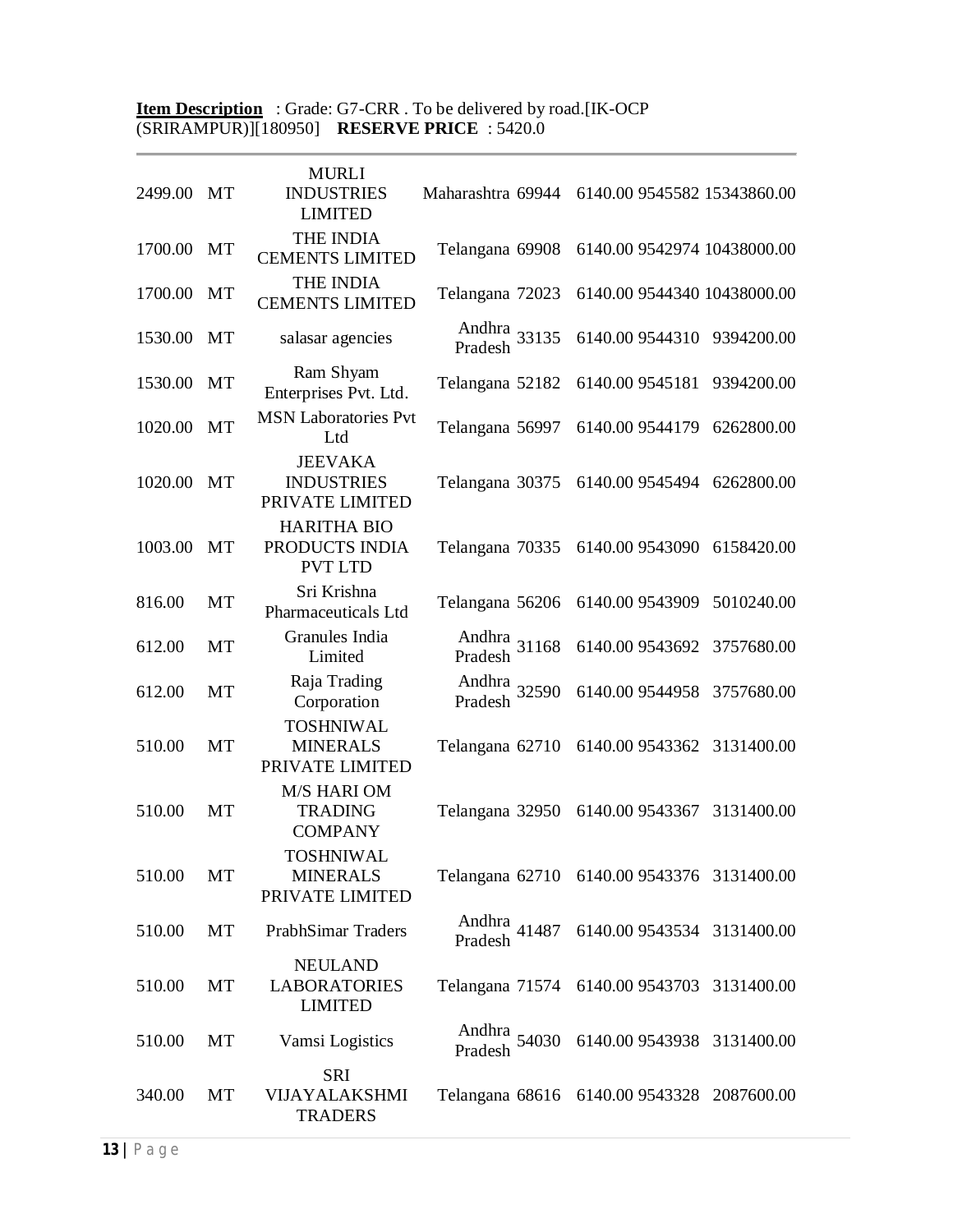**Item Description** : Grade: G7-CRR . To be delivered by road.[IK-OCP (SRIRAMPUR)][180950] **RESERVE PRICE** : 5420.0

| | | | | | | | |
|---|---|---|---|---|---|---|---|
| 2499.00 | MT | MURLI INDUSTRIES LIMITED | Maharashtra | 69944 | 6140.00 | 9545582 | 15343860.00 |
| 1700.00 | MT | THE INDIA CEMENTS LIMITED | Telangana | 69908 | 6140.00 | 9542974 | 10438000.00 |
| 1700.00 | MT | THE INDIA CEMENTS LIMITED | Telangana | 72023 | 6140.00 | 9544340 | 10438000.00 |
| 1530.00 | MT | salasar agencies | Andhra Pradesh | 33135 | 6140.00 | 9544310 | 9394200.00 |
| 1530.00 | MT | Ram Shyam Enterprises Pvt. Ltd. | Telangana | 52182 | 6140.00 | 9545181 | 9394200.00 |
| 1020.00 | MT | MSN Laboratories Pvt Ltd | Telangana | 56997 | 6140.00 | 9544179 | 6262800.00 |
| 1020.00 | MT | JEEVAKA INDUSTRIES PRIVATE LIMITED | Telangana | 30375 | 6140.00 | 9545494 | 6262800.00 |
| 1003.00 | MT | HARITHA BIO PRODUCTS INDIA PVT LTD | Telangana | 70335 | 6140.00 | 9543090 | 6158420.00 |
| 816.00 | MT | Sri Krishna Pharmaceuticals Ltd | Telangana | 56206 | 6140.00 | 9543909 | 5010240.00 |
| 612.00 | MT | Granules India Limited | Andhra Pradesh | 31168 | 6140.00 | 9543692 | 3757680.00 |
| 612.00 | MT | Raja Trading Corporation | Andhra Pradesh | 32590 | 6140.00 | 9544958 | 3757680.00 |
| 510.00 | MT | TOSHNIWAL MINERALS PRIVATE LIMITED | Telangana | 62710 | 6140.00 | 9543362 | 3131400.00 |
| 510.00 | MT | M/S HARI OM TRADING COMPANY | Telangana | 32950 | 6140.00 | 9543367 | 3131400.00 |
| 510.00 | MT | TOSHNIWAL MINERALS PRIVATE LIMITED | Telangana | 62710 | 6140.00 | 9543376 | 3131400.00 |
| 510.00 | MT | PrabhSimar Traders | Andhra Pradesh | 41487 | 6140.00 | 9543534 | 3131400.00 |
| 510.00 | MT | NEULAND LABORATORIES LIMITED | Telangana | 71574 | 6140.00 | 9543703 | 3131400.00 |
| 510.00 | MT | Vamsi Logistics | Andhra Pradesh | 54030 | 6140.00 | 9543938 | 3131400.00 |
| 340.00 | MT | SRI VIJAYALAKSHMI TRADERS | Telangana | 68616 | 6140.00 | 9543328 | 2087600.00 |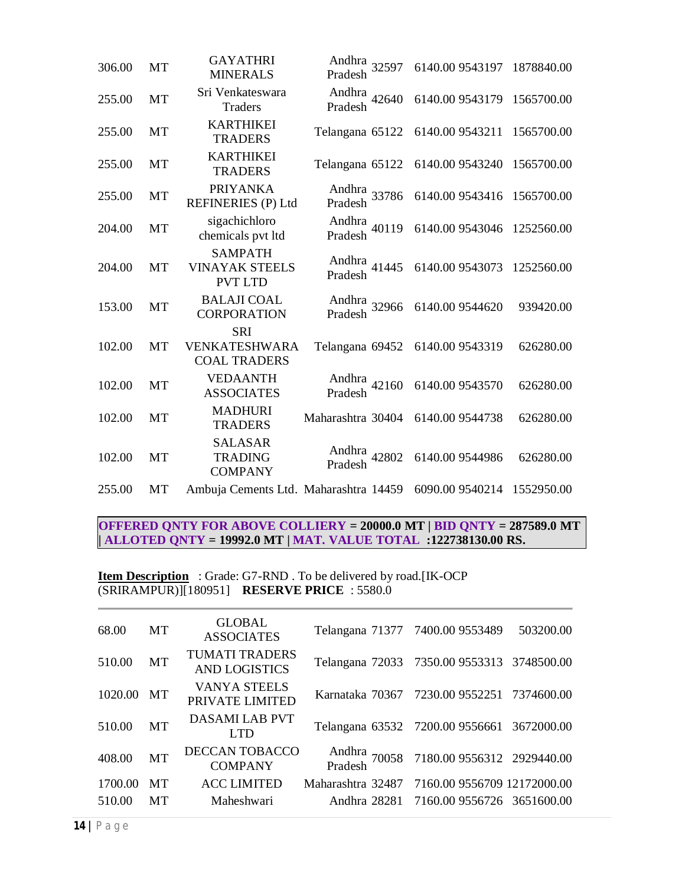| | | | | | | | |
|---|---|---|---|---|---|---|---|
| 306.00 | MT | GAYATHRI MINERALS | Andhra Pradesh | 32597 | 6140.00 | 9543197 | 1878840.00 |
| 255.00 | MT | Sri Venkateswara Traders | Andhra Pradesh | 42640 | 6140.00 | 9543179 | 1565700.00 |
| 255.00 | MT | KARTHIKEI TRADERS | Telangana | 65122 | 6140.00 | 9543211 | 1565700.00 |
| 255.00 | MT | KARTHIKEI TRADERS | Telangana | 65122 | 6140.00 | 9543240 | 1565700.00 |
| 255.00 | MT | PRIYANKA REFINERIES (P) Ltd | Andhra Pradesh | 33786 | 6140.00 | 9543416 | 1565700.00 |
| 204.00 | MT | sigachichloro chemicals pvt ltd | Andhra Pradesh | 40119 | 6140.00 | 9543046 | 1252560.00 |
| 204.00 | MT | SAMPATH VINAYAK STEELS PVT LTD | Andhra Pradesh | 41445 | 6140.00 | 9543073 | 1252560.00 |
| 153.00 | MT | BALAJI COAL CORPORATION | Andhra Pradesh | 32966 | 6140.00 | 9544620 | 939420.00 |
| 102.00 | MT | SRI VENKATESHWARA COAL TRADERS | Telangana | 69452 | 6140.00 | 9543319 | 626280.00 |
| 102.00 | MT | VEDAANTH ASSOCIATES | Andhra Pradesh | 42160 | 6140.00 | 9543570 | 626280.00 |
| 102.00 | MT | MADHURI TRADERS | Maharashtra | 30404 | 6140.00 | 9544738 | 626280.00 |
| 102.00 | MT | SALASAR TRADING COMPANY | Andhra Pradesh | 42802 | 6140.00 | 9544986 | 626280.00 |
| 255.00 | MT | Ambuja Cements Ltd. | Maharashtra | 14459 | 6090.00 | 9540214 | 1552950.00 |

**OFFERED QNTY FOR ABOVE COLLIERY = 20000.0 MT | BID QNTY = 287589.0 MT | ALLOTED QNTY = 19992.0 MT | MAT. VALUE TOTAL :122738130.00 RS.**

**Item Description** : Grade: G7-RND . To be delivered by road.[IK-OCP (SRIRAMPUR)][180951] **RESERVE PRICE** : 5580.0

| | | | | | | | |
|---|---|---|---|---|---|---|---|
| 68.00 | MT | GLOBAL ASSOCIATES | Telangana | 71377 | 7400.00 | 9553489 | 503200.00 |
| 510.00 | MT | TUMATI TRADERS AND LOGISTICS | Telangana | 72033 | 7350.00 | 9553313 | 3748500.00 |
| 1020.00 | MT | VANYA STEELS PRIVATE LIMITED | Karnataka | 70367 | 7230.00 | 9552251 | 7374600.00 |
| 510.00 | MT | DASAMI LAB PVT LTD | Telangana | 63532 | 7200.00 | 9556661 | 3672000.00 |
| 408.00 | MT | DECCAN TOBACCO COMPANY | Andhra Pradesh | 70058 | 7180.00 | 9556312 | 2929440.00 |
| 1700.00 | MT | ACC LIMITED | Maharashtra | 32487 | 7160.00 | 9556709 | 12172000.00 |
| 510.00 | MT | Maheshwari | Andhra | 28281 | 7160.00 | 9556726 | 3651600.00 |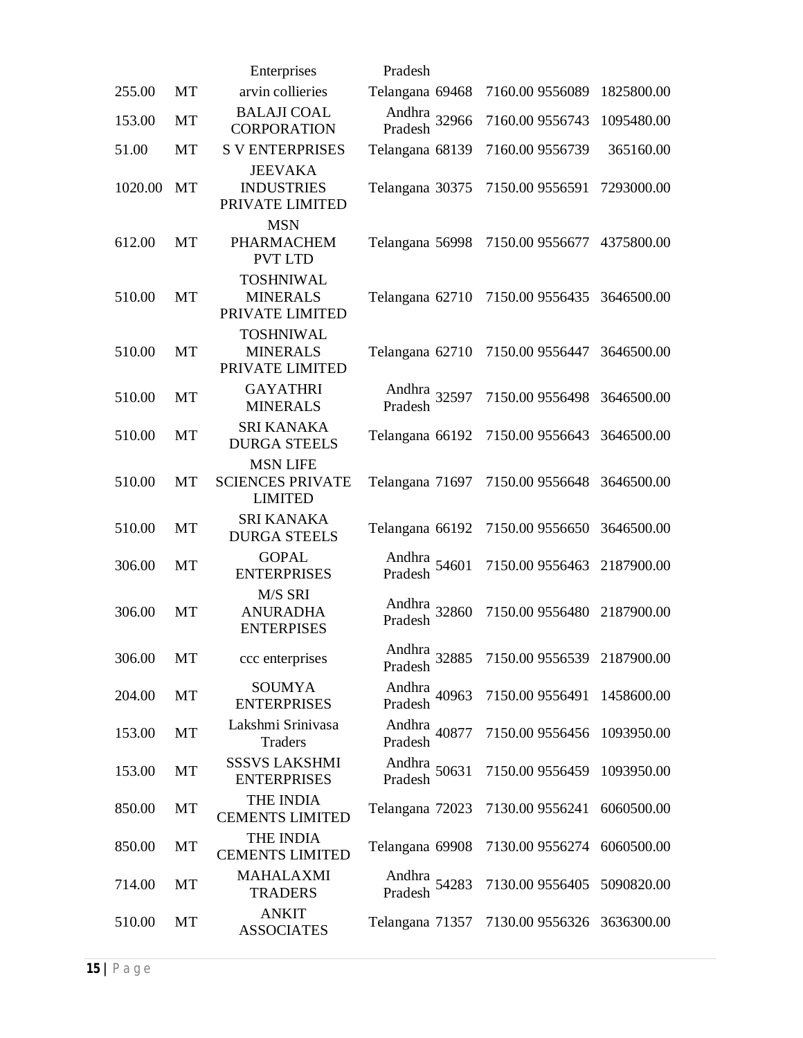| | | | | | | | |
|---|---|---|---|---|---|---|---|
| | | Enterprises | Pradesh | | | | |
| 255.00 | MT | arvin collieries | Telangana | 69468 | 7160.00 | 9556089 | 1825800.00 |
| 153.00 | MT | BALAJI COAL CORPORATION | Andhra Pradesh | 32966 | 7160.00 | 9556743 | 1095480.00 |
| 51.00 | MT | S V ENTERPRISES | Telangana | 68139 | 7160.00 | 9556739 | 365160.00 |
| 1020.00 | MT | JEEVAKA INDUSTRIES PRIVATE LIMITED | Telangana | 30375 | 7150.00 | 9556591 | 7293000.00 |
| 612.00 | MT | MSN PHARMACHEM PVT LTD | Telangana | 56998 | 7150.00 | 9556677 | 4375800.00 |
| 510.00 | MT | TOSHNIWAL MINERALS PRIVATE LIMITED | Telangana | 62710 | 7150.00 | 9556435 | 3646500.00 |
| 510.00 | MT | TOSHNIWAL MINERALS PRIVATE LIMITED | Telangana | 62710 | 7150.00 | 9556447 | 3646500.00 |
| 510.00 | MT | GAYATHRI MINERALS | Andhra Pradesh | 32597 | 7150.00 | 9556498 | 3646500.00 |
| 510.00 | MT | SRI KANAKA DURGA STEELS | Telangana | 66192 | 7150.00 | 9556643 | 3646500.00 |
| 510.00 | MT | MSN LIFE SCIENCES PRIVATE LIMITED | Telangana | 71697 | 7150.00 | 9556648 | 3646500.00 |
| 510.00 | MT | SRI KANAKA DURGA STEELS | Telangana | 66192 | 7150.00 | 9556650 | 3646500.00 |
| 306.00 | MT | GOPAL ENTERPRISES | Andhra Pradesh | 54601 | 7150.00 | 9556463 | 2187900.00 |
| 306.00 | MT | M/S SRI ANURADHA ENTERPISES | Andhra Pradesh | 32860 | 7150.00 | 9556480 | 2187900.00 |
| 306.00 | MT | ccc enterprises | Andhra Pradesh | 32885 | 7150.00 | 9556539 | 2187900.00 |
| 204.00 | MT | SOUMYA ENTERPRISES | Andhra Pradesh | 40963 | 7150.00 | 9556491 | 1458600.00 |
| 153.00 | MT | Lakshmi Srinivasa Traders | Andhra Pradesh | 40877 | 7150.00 | 9556456 | 1093950.00 |
| 153.00 | MT | SSSVS LAKSHMI ENTERPRISES | Andhra Pradesh | 50631 | 7150.00 | 9556459 | 1093950.00 |
| 850.00 | MT | THE INDIA CEMENTS LIMITED | Telangana | 72023 | 7130.00 | 9556241 | 6060500.00 |
| 850.00 | MT | THE INDIA CEMENTS LIMITED | Telangana | 69908 | 7130.00 | 9556274 | 6060500.00 |
| 714.00 | MT | MAHALAXMI TRADERS | Andhra Pradesh | 54283 | 7130.00 | 9556405 | 5090820.00 |
| 510.00 | MT | ANKIT ASSOCIATES | Telangana | 71357 | 7130.00 | 9556326 | 3636300.00 |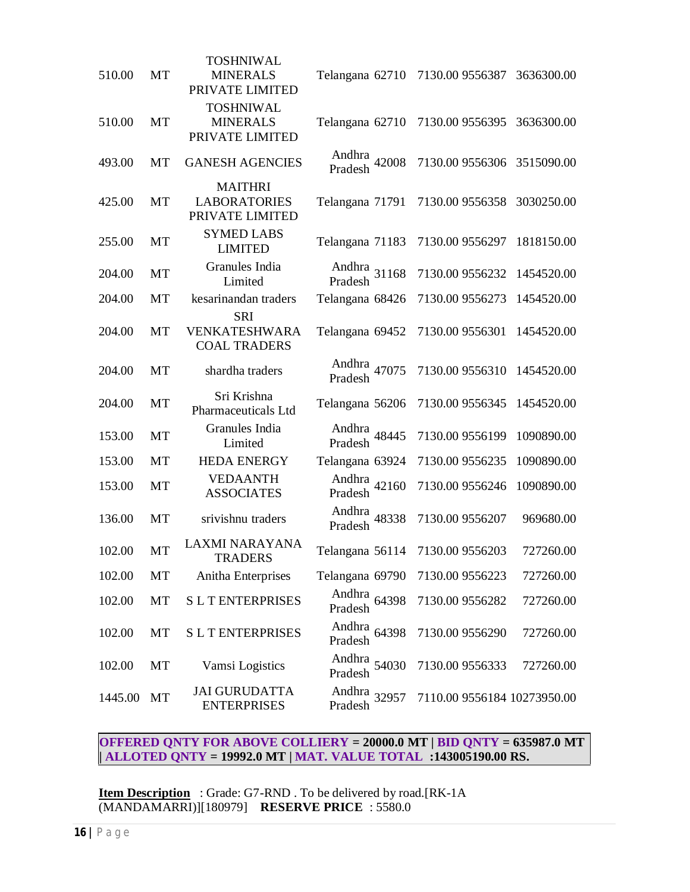| | | | | | | | |
|---|---|---|---|---|---|---|---|
| 510.00 | MT | TOSHNIWAL MINERALS PRIVATE LIMITED | Telangana | 62710 | 7130.00 | 9556387 | 3636300.00 |
| 510.00 | MT | TOSHNIWAL MINERALS PRIVATE LIMITED | Telangana | 62710 | 7130.00 | 9556395 | 3636300.00 |
| 493.00 | MT | GANESH AGENCIES | Andhra Pradesh | 42008 | 7130.00 | 9556306 | 3515090.00 |
| 425.00 | MT | MAITHRI LABORATORIES PRIVATE LIMITED | Telangana | 71791 | 7130.00 | 9556358 | 3030250.00 |
| 255.00 | MT | SYMED LABS LIMITED | Telangana | 71183 | 7130.00 | 9556297 | 1818150.00 |
| 204.00 | MT | Granules India Limited | Andhra Pradesh | 31168 | 7130.00 | 9556232 | 1454520.00 |
| 204.00 | MT | kesarinandan traders | Telangana | 68426 | 7130.00 | 9556273 | 1454520.00 |
| 204.00 | MT | SRI VENKATESHWARA COAL TRADERS | Telangana | 69452 | 7130.00 | 9556301 | 1454520.00 |
| 204.00 | MT | shardha traders | Andhra Pradesh | 47075 | 7130.00 | 9556310 | 1454520.00 |
| 204.00 | MT | Sri Krishna Pharmaceuticals Ltd | Telangana | 56206 | 7130.00 | 9556345 | 1454520.00 |
| 153.00 | MT | Granules India Limited | Andhra Pradesh | 48445 | 7130.00 | 9556199 | 1090890.00 |
| 153.00 | MT | HEDA ENERGY | Telangana | 63924 | 7130.00 | 9556235 | 1090890.00 |
| 153.00 | MT | VEDAANTH ASSOCIATES | Andhra Pradesh | 42160 | 7130.00 | 9556246 | 1090890.00 |
| 136.00 | MT | srivishnu traders | Andhra Pradesh | 48338 | 7130.00 | 9556207 | 969680.00 |
| 102.00 | MT | LAXMI NARAYANA TRADERS | Telangana | 56114 | 7130.00 | 9556203 | 727260.00 |
| 102.00 | MT | Anitha Enterprises | Telangana | 69790 | 7130.00 | 9556223 | 727260.00 |
| 102.00 | MT | S L T ENTERPRISES | Andhra Pradesh | 64398 | 7130.00 | 9556282 | 727260.00 |
| 102.00 | MT | S L T ENTERPRISES | Andhra Pradesh | 64398 | 7130.00 | 9556290 | 727260.00 |
| 102.00 | MT | Vamsi Logistics | Andhra Pradesh | 54030 | 7130.00 | 9556333 | 727260.00 |
| 1445.00 | MT | JAI GURUDATTA ENTERPRISES | Andhra Pradesh | 32957 | 7110.00 | 9556184 | 10273950.00 |

**OFFERED QNTY FOR ABOVE COLLIERY = 20000.0 MT | BID QNTY = 635987.0 MT | ALLOTED QNTY = 19992.0 MT | MAT. VALUE TOTAL :143005190.00 RS.**

**Item Description** : Grade: G7-RND . To be delivered by road.[RK-1A (MANDAMARRI)][180979] **RESERVE PRICE** : 5580.0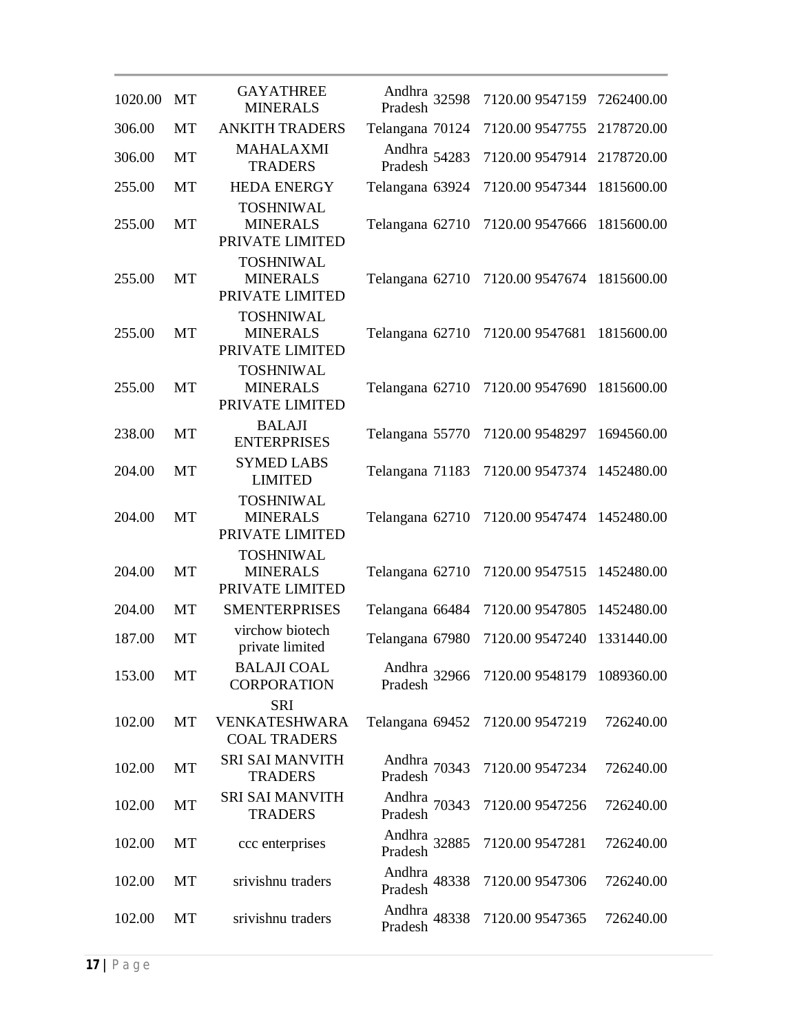| | | | | | | | |
|---|---|---|---|---|---|---|---|
| 1020.00 | MT | GAYATHREE MINERALS | Andhra Pradesh | 32598 | 7120.00 | 9547159 | 7262400.00 |
| 306.00 | MT | ANKITH TRADERS | Telangana | 70124 | 7120.00 | 9547755 | 2178720.00 |
| 306.00 | MT | MAHALAXMI TRADERS | Andhra Pradesh | 54283 | 7120.00 | 9547914 | 2178720.00 |
| 255.00 | MT | HEDA ENERGY | Telangana | 63924 | 7120.00 | 9547344 | 1815600.00 |
| 255.00 | MT | TOSHNIWAL MINERALS PRIVATE LIMITED | Telangana | 62710 | 7120.00 | 9547666 | 1815600.00 |
| 255.00 | MT | TOSHNIWAL MINERALS PRIVATE LIMITED | Telangana | 62710 | 7120.00 | 9547674 | 1815600.00 |
| 255.00 | MT | TOSHNIWAL MINERALS PRIVATE LIMITED | Telangana | 62710 | 7120.00 | 9547681 | 1815600.00 |
| 255.00 | MT | TOSHNIWAL MINERALS PRIVATE LIMITED | Telangana | 62710 | 7120.00 | 9547690 | 1815600.00 |
| 238.00 | MT | BALAJI ENTERPRISES | Telangana | 55770 | 7120.00 | 9548297 | 1694560.00 |
| 204.00 | MT | SYMED LABS LIMITED | Telangana | 71183 | 7120.00 | 9547374 | 1452480.00 |
| 204.00 | MT | TOSHNIWAL MINERALS PRIVATE LIMITED | Telangana | 62710 | 7120.00 | 9547474 | 1452480.00 |
| 204.00 | MT | TOSHNIWAL MINERALS PRIVATE LIMITED | Telangana | 62710 | 7120.00 | 9547515 | 1452480.00 |
| 204.00 | MT | SMENTERPRISES | Telangana | 66484 | 7120.00 | 9547805 | 1452480.00 |
| 187.00 | MT | virchow biotech private limited | Telangana | 67980 | 7120.00 | 9547240 | 1331440.00 |
| 153.00 | MT | BALAJI COAL CORPORATION | Andhra Pradesh | 32966 | 7120.00 | 9548179 | 1089360.00 |
| 102.00 | MT | SRI VENKATESHWARA COAL TRADERS | Telangana | 69452 | 7120.00 | 9547219 | 726240.00 |
| 102.00 | MT | SRI SAI MANVITH TRADERS | Andhra Pradesh | 70343 | 7120.00 | 9547234 | 726240.00 |
| 102.00 | MT | SRI SAI MANVITH TRADERS | Andhra Pradesh | 70343 | 7120.00 | 9547256 | 726240.00 |
| 102.00 | MT | ccc enterprises | Andhra Pradesh | 32885 | 7120.00 | 9547281 | 726240.00 |
| 102.00 | MT | srivishnu traders | Andhra Pradesh | 48338 | 7120.00 | 9547306 | 726240.00 |
| 102.00 | MT | srivishnu traders | Andhra Pradesh | 48338 | 7120.00 | 9547365 | 726240.00 |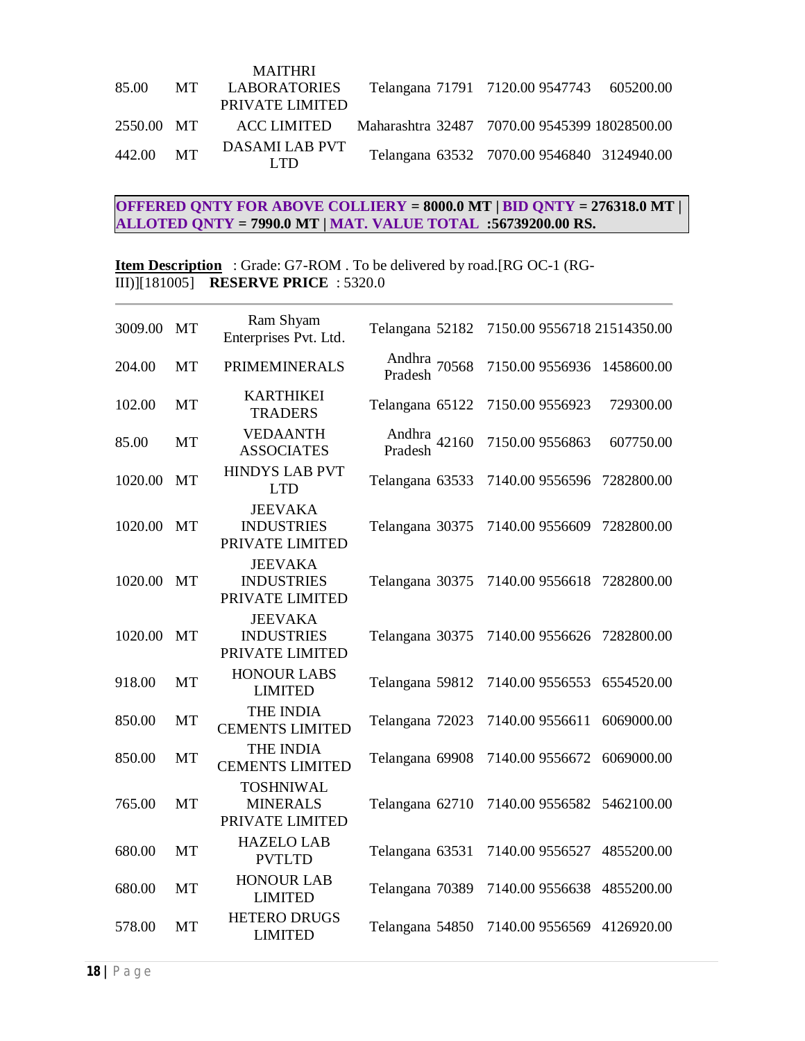| | | | | | | | |
|---|---|---|---|---|---|---|---|
| 85.00 | MT | MAITHRI LABORATORIES PRIVATE LIMITED | Telangana | 71791 | 7120.00 | 9547743 | 605200.00 |
| 2550.00 | MT | ACC LIMITED | Maharashtra | 32487 | 7070.00 | 9545399 | 18028500.00 |
| 442.00 | MT | DASAMI LAB PVT LTD | Telangana | 63532 | 7070.00 | 9546840 | 3124940.00 |

**OFFERED QNTY FOR ABOVE COLLIERY = 8000.0 MT | BID QNTY = 276318.0 MT | ALLOTED QNTY = 7990.0 MT | MAT. VALUE TOTAL :56739200.00 RS.**

**Item Description** : Grade: G7-ROM . To be delivered by road.[RG OC-1 (RG-III)][181005] **RESERVE PRICE** : 5320.0

---

| | | | | | | | |
|---|---|---|---|---|---|---|---|
| 3009.00 | MT | Ram Shyam Enterprises Pvt. Ltd. | Telangana | 52182 | 7150.00 | 9556718 | 21514350.00 |
| 204.00 | MT | PRIMEMINERALS | Andhra Pradesh | 70568 | 7150.00 | 9556936 | 1458600.00 |
| 102.00 | MT | KARTHIKEI TRADERS | Telangana | 65122 | 7150.00 | 9556923 | 729300.00 |
| 85.00 | MT | VEDAANTH ASSOCIATES | Andhra Pradesh | 42160 | 7150.00 | 9556863 | 607750.00 |
| 1020.00 | MT | HINDYS LAB PVT LTD | Telangana | 63533 | 7140.00 | 9556596 | 7282800.00 |
| 1020.00 | MT | JEEVAKA INDUSTRIES PRIVATE LIMITED | Telangana | 30375 | 7140.00 | 9556609 | 7282800.00 |
| 1020.00 | MT | JEEVAKA INDUSTRIES PRIVATE LIMITED | Telangana | 30375 | 7140.00 | 9556618 | 7282800.00 |
| 1020.00 | MT | JEEVAKA INDUSTRIES PRIVATE LIMITED | Telangana | 30375 | 7140.00 | 9556626 | 7282800.00 |
| 918.00 | MT | HONOUR LABS LIMITED | Telangana | 59812 | 7140.00 | 9556553 | 6554520.00 |
| 850.00 | MT | THE INDIA CEMENTS LIMITED | Telangana | 72023 | 7140.00 | 9556611 | 6069000.00 |
| 850.00 | MT | THE INDIA CEMENTS LIMITED | Telangana | 69908 | 7140.00 | 9556672 | 6069000.00 |
| 765.00 | MT | TOSHNIWAL MINERALS PRIVATE LIMITED | Telangana | 62710 | 7140.00 | 9556582 | 5462100.00 |
| 680.00 | MT | HAZELO LAB PVTLTD | Telangana | 63531 | 7140.00 | 9556527 | 4855200.00 |
| 680.00 | MT | HONOUR LAB LIMITED | Telangana | 70389 | 7140.00 | 9556638 | 4855200.00 |
| 578.00 | MT | HETERO DRUGS LIMITED | Telangana | 54850 | 7140.00 | 9556569 | 4126920.00 |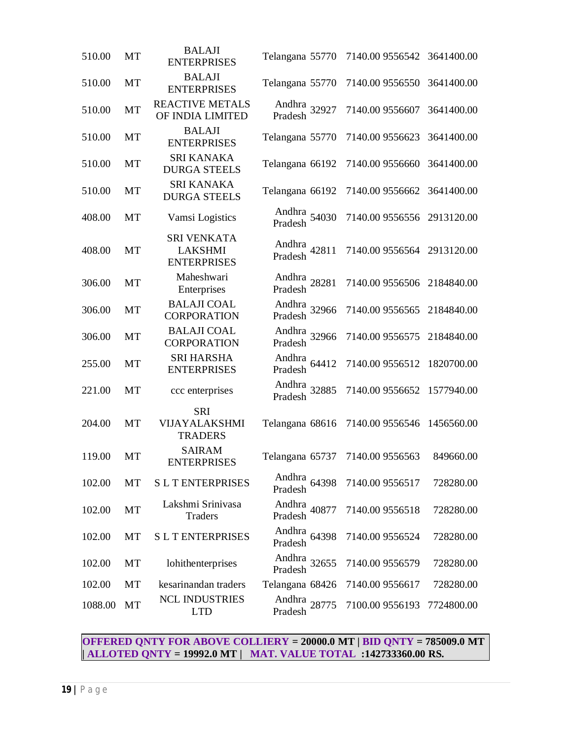| | | | | | | | |
|---|---|---|---|---|---|---|---|
| 510.00 | MT | BALAJI ENTERPRISES | Telangana | 55770 | 7140.00 | 9556542 | 3641400.00 |
| 510.00 | MT | BALAJI ENTERPRISES | Telangana | 55770 | 7140.00 | 9556550 | 3641400.00 |
| 510.00 | MT | REACTIVE METALS OF INDIA LIMITED | Andhra Pradesh | 32927 | 7140.00 | 9556607 | 3641400.00 |
| 510.00 | MT | BALAJI ENTERPRISES | Telangana | 55770 | 7140.00 | 9556623 | 3641400.00 |
| 510.00 | MT | SRI KANAKA DURGA STEELS | Telangana | 66192 | 7140.00 | 9556660 | 3641400.00 |
| 510.00 | MT | SRI KANAKA DURGA STEELS | Telangana | 66192 | 7140.00 | 9556662 | 3641400.00 |
| 408.00 | MT | Vamsi Logistics | Andhra Pradesh | 54030 | 7140.00 | 9556556 | 2913120.00 |
| 408.00 | MT | SRI VENKATA LAKSHMI ENTERPRISES | Andhra Pradesh | 42811 | 7140.00 | 9556564 | 2913120.00 |
| 306.00 | MT | Maheshwari Enterprises | Andhra Pradesh | 28281 | 7140.00 | 9556506 | 2184840.00 |
| 306.00 | MT | BALAJI COAL CORPORATION | Andhra Pradesh | 32966 | 7140.00 | 9556565 | 2184840.00 |
| 306.00 | MT | BALAJI COAL CORPORATION | Andhra Pradesh | 32966 | 7140.00 | 9556575 | 2184840.00 |
| 255.00 | MT | SRI HARSHA ENTERPRISES | Andhra Pradesh | 64412 | 7140.00 | 9556512 | 1820700.00 |
| 221.00 | MT | ccc enterprises | Andhra Pradesh | 32885 | 7140.00 | 9556652 | 1577940.00 |
| 204.00 | MT | SRI VIJAYALAKSHMI TRADERS | Telangana | 68616 | 7140.00 | 9556546 | 1456560.00 |
| 119.00 | MT | SAIRAM ENTERPRISES | Telangana | 65737 | 7140.00 | 9556563 | 849660.00 |
| 102.00 | MT | S L T ENTERPRISES | Andhra Pradesh | 64398 | 7140.00 | 9556517 | 728280.00 |
| 102.00 | MT | Lakshmi Srinivasa Traders | Andhra Pradesh | 40877 | 7140.00 | 9556518 | 728280.00 |
| 102.00 | MT | S L T ENTERPRISES | Andhra Pradesh | 64398 | 7140.00 | 9556524 | 728280.00 |
| 102.00 | MT | lohithenterprises | Andhra Pradesh | 32655 | 7140.00 | 9556579 | 728280.00 |
| 102.00 | MT | kesarinandan traders | Telangana | 68426 | 7140.00 | 9556617 | 728280.00 |
| 1088.00 | MT | NCL INDUSTRIES LTD | Andhra Pradesh | 28775 | 7100.00 | 9556193 | 7724800.00 |

**OFFERED QNTY FOR ABOVE COLLIERY = 20000.0 MT | BID QNTY = 785009.0 MT | ALLOTED QNTY = 19992.0 MT | MAT. VALUE TOTAL :142733360.00 RS.**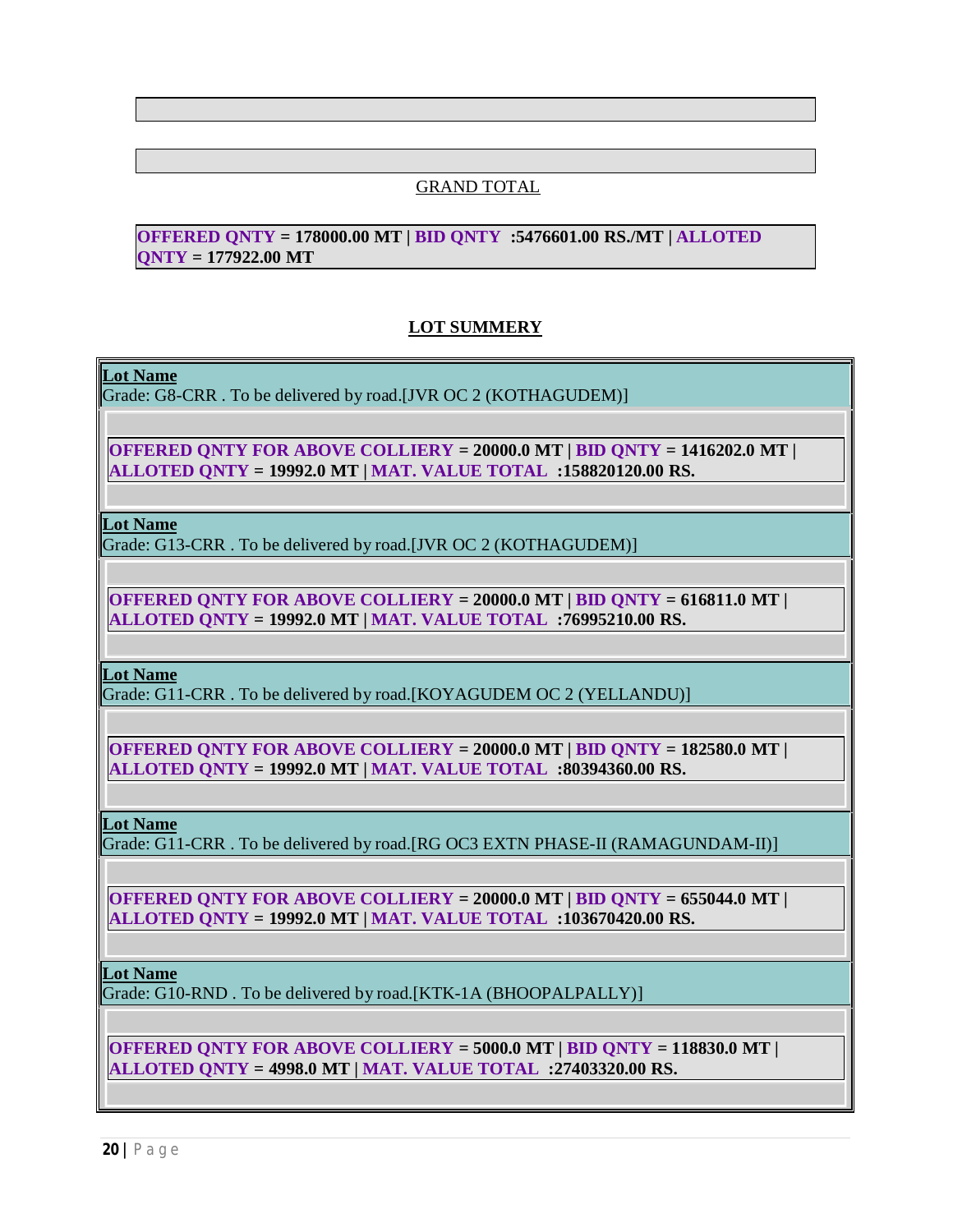GRAND TOTAL

**OFFERED QNTY = 178000.00 MT | BID QNTY :5476601.00 RS./MT | ALLOTED QNTY = 177922.00 MT**

## LOT SUMMERY

**Lot Name**
Grade: G8-CRR . To be delivered by road.[JVR OC 2 (KOTHAGUDEM)]

**OFFERED QNTY FOR ABOVE COLLIERY = 20000.0 MT | BID QNTY = 1416202.0 MT | ALLOTED QNTY = 19992.0 MT | MAT. VALUE TOTAL :158820120.00 RS.**

**Lot Name**
Grade: G13-CRR . To be delivered by road.[JVR OC 2 (KOTHAGUDEM)]

**OFFERED QNTY FOR ABOVE COLLIERY = 20000.0 MT | BID QNTY = 616811.0 MT | ALLOTED QNTY = 19992.0 MT | MAT. VALUE TOTAL :76995210.00 RS.**

**Lot Name**
Grade: G11-CRR . To be delivered by road.[KOYAGUDEM OC 2 (YELLANDU)]

**OFFERED QNTY FOR ABOVE COLLIERY = 20000.0 MT | BID QNTY = 182580.0 MT | ALLOTED QNTY = 19992.0 MT | MAT. VALUE TOTAL :80394360.00 RS.**

**Lot Name**
Grade: G11-CRR . To be delivered by road.[RG OC3 EXTN PHASE-II (RAMAGUNDAM-II)]

**OFFERED QNTY FOR ABOVE COLLIERY = 20000.0 MT | BID QNTY = 655044.0 MT | ALLOTED QNTY = 19992.0 MT | MAT. VALUE TOTAL :103670420.00 RS.**

**Lot Name**
Grade: G10-RND . To be delivered by road.[KTK-1A (BHOOPALPALLY)]

**OFFERED QNTY FOR ABOVE COLLIERY = 5000.0 MT | BID QNTY = 118830.0 MT | ALLOTED QNTY = 4998.0 MT | MAT. VALUE TOTAL :27403320.00 RS.**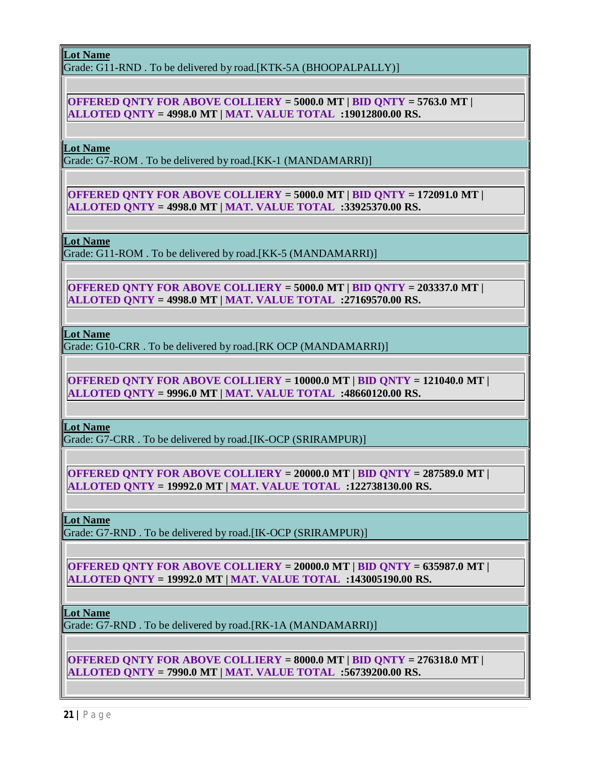**Lot Name**
Grade: G11-RND . To be delivered by road.[KTK-5A (BHOOPALPALLY)]

**OFFERED QNTY FOR ABOVE COLLIERY = 5000.0 MT | BID QNTY = 5763.0 MT | ALLOTED QNTY = 4998.0 MT | MAT. VALUE TOTAL :19012800.00 RS.**

**Lot Name**
Grade: G7-ROM . To be delivered by road.[KK-1 (MANDAMARRI)]

**OFFERED QNTY FOR ABOVE COLLIERY = 5000.0 MT | BID QNTY = 172091.0 MT | ALLOTED QNTY = 4998.0 MT | MAT. VALUE TOTAL :33925370.00 RS.**

**Lot Name**
Grade: G11-ROM . To be delivered by road.[KK-5 (MANDAMARRI)]

**OFFERED QNTY FOR ABOVE COLLIERY = 5000.0 MT | BID QNTY = 203337.0 MT | ALLOTED QNTY = 4998.0 MT | MAT. VALUE TOTAL :27169570.00 RS.**

**Lot Name**
Grade: G10-CRR . To be delivered by road.[RK OCP (MANDAMARRI)]

**OFFERED QNTY FOR ABOVE COLLIERY = 10000.0 MT | BID QNTY = 121040.0 MT | ALLOTED QNTY = 9996.0 MT | MAT. VALUE TOTAL :48660120.00 RS.**

**Lot Name**
Grade: G7-CRR . To be delivered by road.[IK-OCP (SRIRAMPUR)]

**OFFERED QNTY FOR ABOVE COLLIERY = 20000.0 MT | BID QNTY = 287589.0 MT | ALLOTED QNTY = 19992.0 MT | MAT. VALUE TOTAL :122738130.00 RS.**

**Lot Name**
Grade: G7-RND . To be delivered by road.[IK-OCP (SRIRAMPUR)]

**OFFERED QNTY FOR ABOVE COLLIERY = 20000.0 MT | BID QNTY = 635987.0 MT | ALLOTED QNTY = 19992.0 MT | MAT. VALUE TOTAL :143005190.00 RS.**

**Lot Name**
Grade: G7-RND . To be delivered by road.[RK-1A (MANDAMARRI)]

**OFFERED QNTY FOR ABOVE COLLIERY = 8000.0 MT | BID QNTY = 276318.0 MT | ALLOTED QNTY = 7990.0 MT | MAT. VALUE TOTAL :56739200.00 RS.**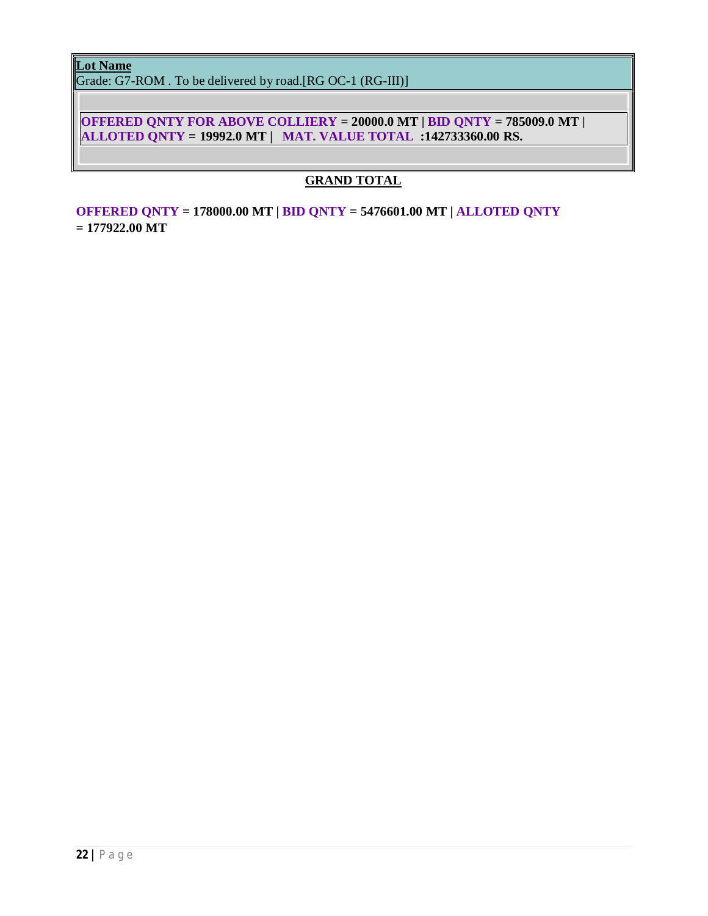**Lot Name**

Grade: G7-ROM . To be delivered by road.[RG OC-1 (RG-III)]

**OFFERED QNTY FOR ABOVE COLLIERY = 20000.0 MT | BID QNTY = 785009.0 MT | ALLOTED QNTY = 19992.0 MT | MAT. VALUE TOTAL :142733360.00 RS.**

## GRAND TOTAL

**OFFERED QNTY = 178000.00 MT | BID QNTY = 5476601.00 MT | ALLOTED QNTY = 177922.00 MT**